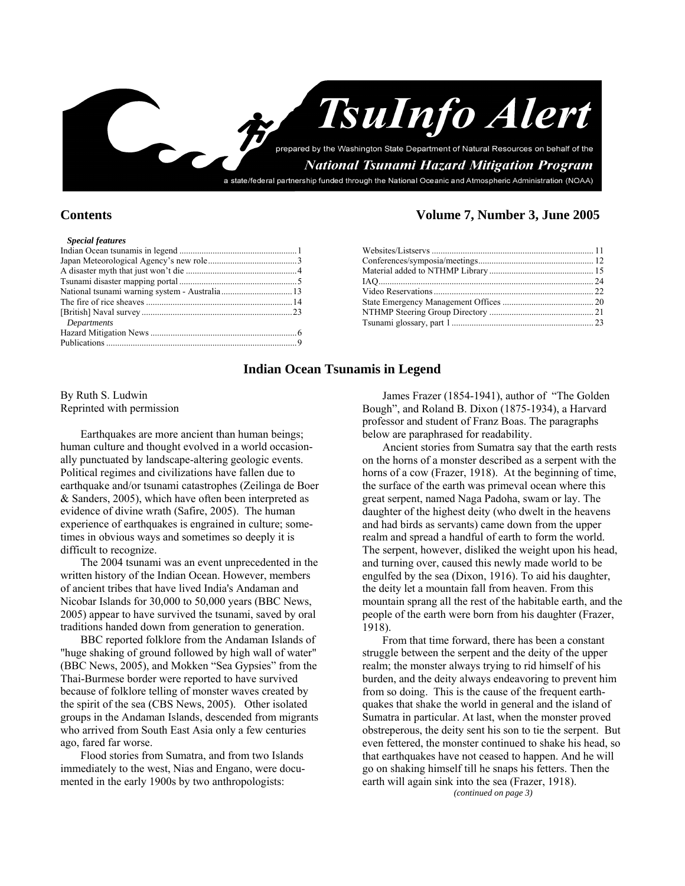# TsuInfo Alert

prepared by the Washington State Department of Natural Resources on behalf of the

*National Tsunami Hazard Mitigation Program*

a state/federal partnership funded through the National Oceanic and Atmospheric Administration (NOAA)

## Contents

**Volume 7, Number 3, June 2005**

*Special features*

| | |
|---|---|
| Indian Ocean tsunamis in legend | 1 |
| Japan Meteorological Agency's new role | 3 |
| A disaster myth that just won't die | 4 |
| Tsunami disaster mapping portal | 5 |
| National tsunami warning system - Australia | 13 |
| The fire of rice sheaves | 14 |
| [British] Naval survey | 23 |

*Departments*

| | |
|---|---|
| Hazard Mitigation News | 6 |
| Publications | 9 |
| Websites/Listservs | 11 |
| Conferences/symposia/meetings | 12 |
| Material added to NTHMP Library | 15 |
| IAQ | 24 |
| Video Reservations | 22 |
| State Emergency Management Offices | 20 |
| NTHMP Steering Group Directory | 21 |
| Tsunami glossary, part 1 | 23 |

## Indian Ocean Tsunamis in Legend

By Ruth S. Ludwin
Reprinted with permission

Earthquakes are more ancient than human beings; human culture and thought evolved in a world occasionally punctuated by landscape-altering geologic events. Political regimes and civilizations have fallen due to earthquake and/or tsunami catastrophes (Zeilinga de Boer & Sanders, 2005), which have often been interpreted as evidence of divine wrath (Safire, 2005). The human experience of earthquakes is engrained in culture; sometimes in obvious ways and sometimes so deeply it is difficult to recognize.

The 2004 tsunami was an event unprecedented in the written history of the Indian Ocean. However, members of ancient tribes that have lived India's Andaman and Nicobar Islands for 30,000 to 50,000 years (BBC News, 2005) appear to have survived the tsunami, saved by oral traditions handed down from generation to generation.

BBC reported folklore from the Andaman Islands of "huge shaking of ground followed by high wall of water" (BBC News, 2005), and Mokken "Sea Gypsies" from the Thai-Burmese border were reported to have survived because of folklore telling of monster waves created by the spirit of the sea (CBS News, 2005). Other isolated groups in the Andaman Islands, descended from migrants who arrived from South East Asia only a few centuries ago, fared far worse.

Flood stories from Sumatra, and from two Islands immediately to the west, Nias and Engano, were documented in the early 1900s by two anthropologists: James Frazer (1854-1941), author of "The Golden Bough", and Roland B. Dixon (1875-1934), a Harvard professor and student of Franz Boas. The paragraphs below are paraphrased for readability.

Ancient stories from Sumatra say that the earth rests on the horns of a monster described as a serpent with the horns of a cow (Frazer, 1918). At the beginning of time, the surface of the earth was primeval ocean where this great serpent, named Naga Padoha, swam or lay. The daughter of the highest deity (who dwelt in the heavens and had birds as servants) came down from the upper realm and spread a handful of earth to form the world. The serpent, however, disliked the weight upon his head, and turning over, caused this newly made world to be engulfed by the sea (Dixon, 1916). To aid his daughter, the deity let a mountain fall from heaven. From this mountain sprang all the rest of the habitable earth, and the people of the earth were born from his daughter (Frazer, 1918).

From that time forward, there has been a constant struggle between the serpent and the deity of the upper realm; the monster always trying to rid himself of his burden, and the deity always endeavoring to prevent him from so doing. This is the cause of the frequent earthquakes that shake the world in general and the island of Sumatra in particular. At last, when the monster proved obstreperous, the deity sent his son to tie the serpent. But even fettered, the monster continued to shake his head, so that earthquakes have not ceased to happen. And he will go on shaking himself till he snaps his fetters. Then the earth will again sink into the sea (Frazer, 1918).

*(continued on page 3)*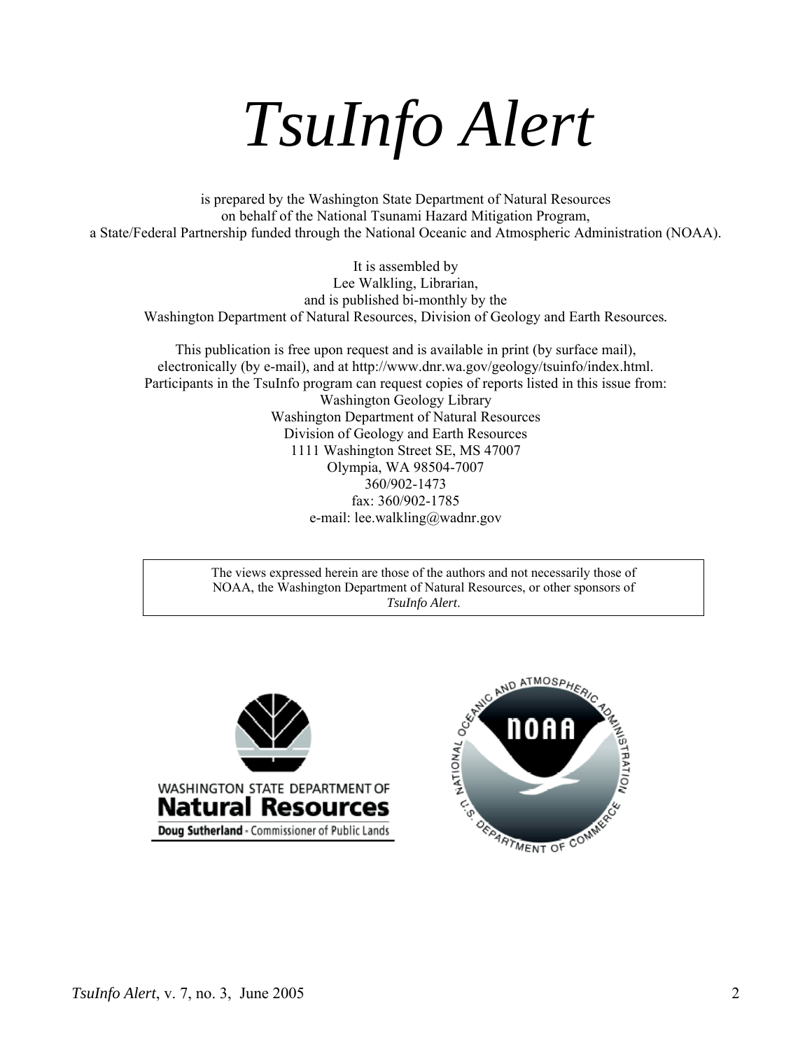# *TsuInfo Alert*

is prepared by the Washington State Department of Natural Resources
on behalf of the National Tsunami Hazard Mitigation Program,
a State/Federal Partnership funded through the National Oceanic and Atmospheric Administration (NOAA).

It is assembled by
Lee Walkling, Librarian,
and is published bi-monthly by the
Washington Department of Natural Resources, Division of Geology and Earth Resources.

This publication is free upon request and is available in print (by surface mail),
electronically (by e-mail), and at http://www.dnr.wa.gov/geology/tsuinfo/index.html.
Participants in the TsuInfo program can request copies of reports listed in this issue from:
Washington Geology Library
Washington Department of Natural Resources
Division of Geology and Earth Resources
1111 Washington Street SE, MS 47007
Olympia, WA 98504-7007
360/902-1473
fax: 360/902-1785
e-mail: lee.walkling@wadnr.gov

The views expressed herein are those of the authors and not necessarily those of NOAA, the Washington Department of Natural Resources, or other sponsors of *TsuInfo Alert*.

WASHINGTON STATE DEPARTMENT OF
**Natural Resources**
**Doug Sutherland** - Commissioner of Public Lands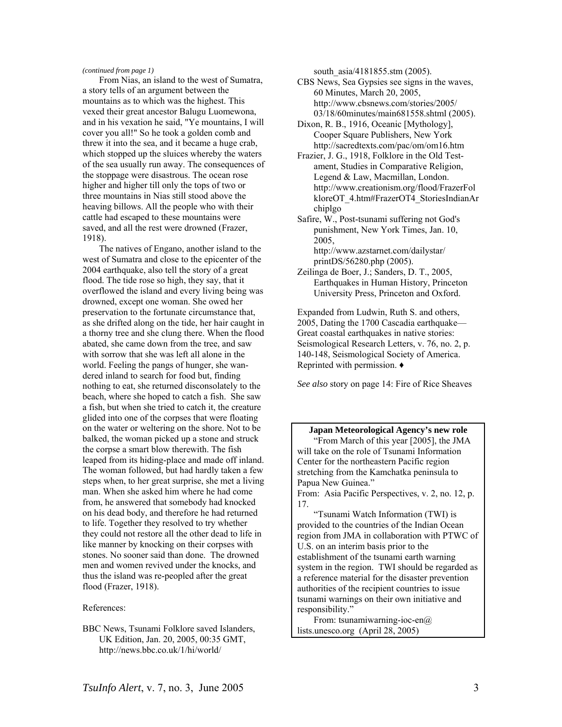*(continued from page 1)*

From Nias, an island to the west of Sumatra, a story tells of an argument between the mountains as to which was the highest. This vexed their great ancestor Balugu Luomewona, and in his vexation he said, "Ye mountains, I will cover you all!" So he took a golden comb and threw it into the sea, and it became a huge crab, which stopped up the sluices whereby the waters of the sea usually run away. The consequences of the stoppage were disastrous. The ocean rose higher and higher till only the tops of two or three mountains in Nias still stood above the heaving billows. All the people who with their cattle had escaped to these mountains were saved, and all the rest were drowned (Frazer, 1918).

The natives of Engano, another island to the west of Sumatra and close to the epicenter of the 2004 earthquake, also tell the story of a great flood. The tide rose so high, they say, that it overflowed the island and every living being was drowned, except one woman. She owed her preservation to the fortunate circumstance that, as she drifted along on the tide, her hair caught in a thorny tree and she clung there. When the flood abated, she came down from the tree, and saw with sorrow that she was left all alone in the world. Feeling the pangs of hunger, she wandered inland to search for food but, finding nothing to eat, she returned disconsolately to the beach, where she hoped to catch a fish. She saw a fish, but when she tried to catch it, the creature glided into one of the corpses that were floating on the water or weltering on the shore. Not to be balked, the woman picked up a stone and struck the corpse a smart blow therewith. The fish leaped from its hiding-place and made off inland. The woman followed, but had hardly taken a few steps when, to her great surprise, she met a living man. When she asked him where he had come from, he answered that somebody had knocked on his dead body, and therefore he had returned to life. Together they resolved to try whether they could not restore all the other dead to life in like manner by knocking on their corpses with stones. No sooner said than done. The drowned men and women revived under the knocks, and thus the island was re-peopled after the great flood (Frazer, 1918).

References:

BBC News, Tsunami Folklore saved Islanders, UK Edition, Jan. 20, 2005, 00:35 GMT, http://news.bbc.co.uk/1/hi/world/south_asia/4181855.stm (2005).

CBS News, Sea Gypsies see signs in the waves, 60 Minutes, March 20, 2005, http://www.cbsnews.com/stories/2005/03/18/60minutes/main681558.shtml (2005).

Dixon, R. B., 1916, Oceanic [Mythology], Cooper Square Publishers, New York http://sacredtexts.com/pac/om/om16.htm

Frazier, J. G., 1918, Folklore in the Old Testament, Studies in Comparative Religion, Legend & Law, Macmillan, London. http://www.creationism.org/flood/FrazerFolkloreOT_4.htm#FrazerOT4_StoriesIndianArchiplgo

Safire, W., Post-tsunami suffering not God's punishment, New York Times, Jan. 10, 2005, http://www.azstarnet.com/dailystar/printDS/56280.php (2005).

Zeilinga de Boer, J.; Sanders, D. T., 2005, Earthquakes in Human History, Princeton University Press, Princeton and Oxford.

Expanded from Ludwin, Ruth S. and others, 2005, Dating the 1700 Cascadia earthquake—Great coastal earthquakes in native stories: Seismological Research Letters, v. 76, no. 2, p. 140-148, Seismological Society of America. Reprinted with permission. ♦

*See also* story on page 14: Fire of Rice Sheaves

**Japan Meteorological Agency's new role**

"From March of this year [2005], the JMA will take on the role of Tsunami Information Center for the northeastern Pacific region stretching from the Kamchatka peninsula to Papua New Guinea."

From: Asia Pacific Perspectives, v. 2, no. 12, p. 17.

"Tsunami Watch Information (TWI) is provided to the countries of the Indian Ocean region from JMA in collaboration with PTWC of U.S. on an interim basis prior to the establishment of the tsunami earth warning system in the region. TWI should be regarded as a reference material for the disaster prevention authorities of the recipient countries to issue tsunami warnings on their own initiative and responsibility."

From: tsunamiwarning-ioc-en@lists.unesco.org (April 28, 2005)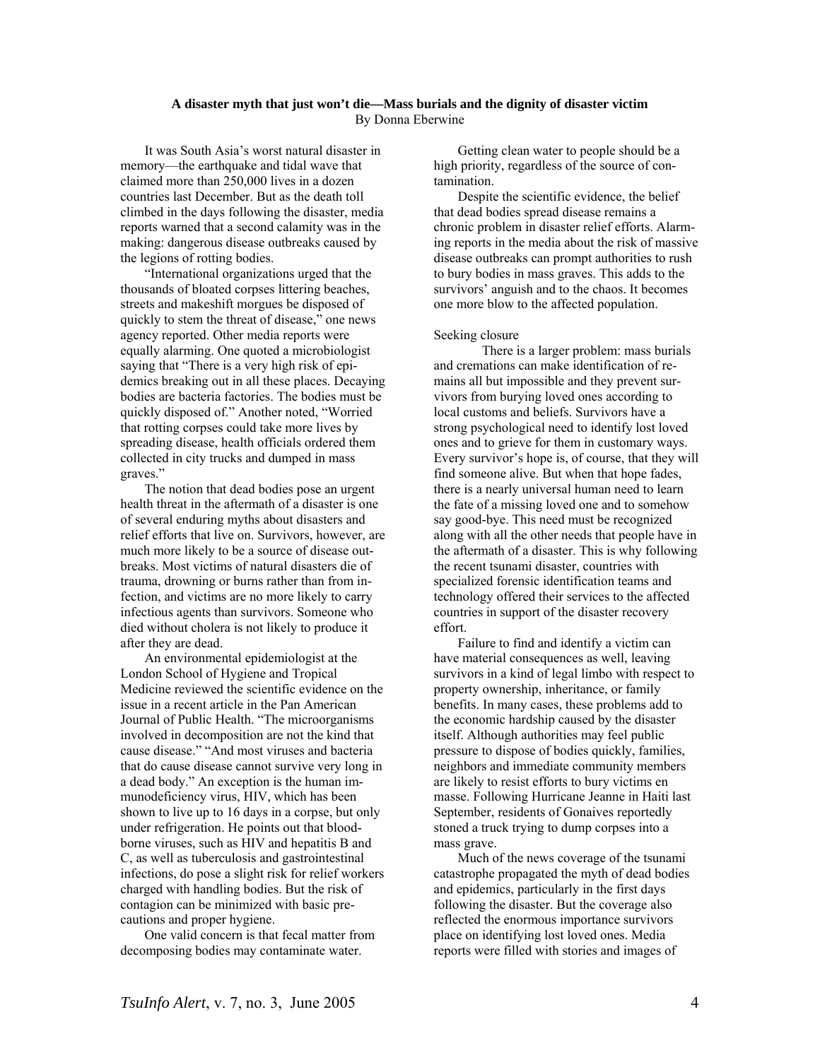**A disaster myth that just won't die—Mass burials and the dignity of disaster victim**

By Donna Eberwine

It was South Asia's worst natural disaster in memory—the earthquake and tidal wave that claimed more than 250,000 lives in a dozen countries last December. But as the death toll climbed in the days following the disaster, media reports warned that a second calamity was in the making: dangerous disease outbreaks caused by the legions of rotting bodies.

"International organizations urged that the thousands of bloated corpses littering beaches, streets and makeshift morgues be disposed of quickly to stem the threat of disease," one news agency reported. Other media reports were equally alarming. One quoted a microbiologist saying that "There is a very high risk of epidemics breaking out in all these places. Decaying bodies are bacteria factories. The bodies must be quickly disposed of." Another noted, "Worried that rotting corpses could take more lives by spreading disease, health officials ordered them collected in city trucks and dumped in mass graves."

The notion that dead bodies pose an urgent health threat in the aftermath of a disaster is one of several enduring myths about disasters and relief efforts that live on. Survivors, however, are much more likely to be a source of disease outbreaks. Most victims of natural disasters die of trauma, drowning or burns rather than from infection, and victims are no more likely to carry infectious agents than survivors. Someone who died without cholera is not likely to produce it after they are dead.

An environmental epidemiologist at the London School of Hygiene and Tropical Medicine reviewed the scientific evidence on the issue in a recent article in the Pan American Journal of Public Health. "The microorganisms involved in decomposition are not the kind that cause disease." "And most viruses and bacteria that do cause disease cannot survive very long in a dead body." An exception is the human immunodeficiency virus, HIV, which has been shown to live up to 16 days in a corpse, but only under refrigeration. He points out that bloodborne viruses, such as HIV and hepatitis B and C, as well as tuberculosis and gastrointestinal infections, do pose a slight risk for relief workers charged with handling bodies. But the risk of contagion can be minimized with basic precautions and proper hygiene.

One valid concern is that fecal matter from decomposing bodies may contaminate water. Getting clean water to people should be a high priority, regardless of the source of contamination.

Despite the scientific evidence, the belief that dead bodies spread disease remains a chronic problem in disaster relief efforts. Alarming reports in the media about the risk of massive disease outbreaks can prompt authorities to rush to bury bodies in mass graves. This adds to the survivors' anguish and to the chaos. It becomes one more blow to the affected population.

Seeking closure

There is a larger problem: mass burials and cremations can make identification of remains all but impossible and they prevent survivors from burying loved ones according to local customs and beliefs. Survivors have a strong psychological need to identify lost loved ones and to grieve for them in customary ways. Every survivor's hope is, of course, that they will find someone alive. But when that hope fades, there is a nearly universal human need to learn the fate of a missing loved one and to somehow say good-bye. This need must be recognized along with all the other needs that people have in the aftermath of a disaster. This is why following the recent tsunami disaster, countries with specialized forensic identification teams and technology offered their services to the affected countries in support of the disaster recovery effort.

Failure to find and identify a victim can have material consequences as well, leaving survivors in a kind of legal limbo with respect to property ownership, inheritance, or family benefits. In many cases, these problems add to the economic hardship caused by the disaster itself. Although authorities may feel public pressure to dispose of bodies quickly, families, neighbors and immediate community members are likely to resist efforts to bury victims en masse. Following Hurricane Jeanne in Haiti last September, residents of Gonaives reportedly stoned a truck trying to dump corpses into a mass grave.

Much of the news coverage of the tsunami catastrophe propagated the myth of dead bodies and epidemics, particularly in the first days following the disaster. But the coverage also reflected the enormous importance survivors place on identifying lost loved ones. Media reports were filled with stories and images of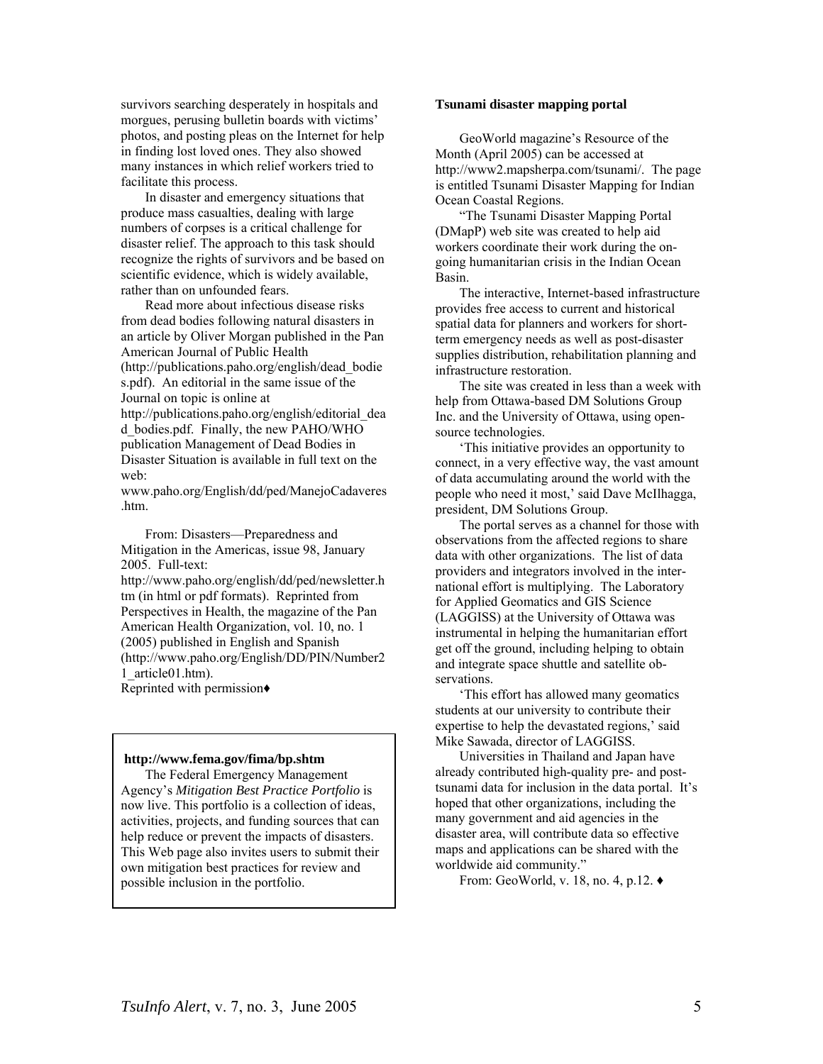survivors searching desperately in hospitals and morgues, perusing bulletin boards with victims' photos, and posting pleas on the Internet for help in finding lost loved ones. They also showed many instances in which relief workers tried to facilitate this process.

In disaster and emergency situations that produce mass casualties, dealing with large numbers of corpses is a critical challenge for disaster relief. The approach to this task should recognize the rights of survivors and be based on scientific evidence, which is widely available, rather than on unfounded fears.

Read more about infectious disease risks from dead bodies following natural disasters in an article by Oliver Morgan published in the Pan American Journal of Public Health (http://publications.paho.org/english/dead_bodies.pdf). An editorial in the same issue of the Journal on topic is online at http://publications.paho.org/english/editorial_dead_bodies.pdf. Finally, the new PAHO/WHO publication Management of Dead Bodies in Disaster Situation is available in full text on the web: www.paho.org/English/dd/ped/ManejoCadaveres.htm.

From: Disasters—Preparedness and Mitigation in the Americas, issue 98, January 2005. Full-text: http://www.paho.org/english/dd/ped/newsletter.htm (in html or pdf formats). Reprinted from Perspectives in Health, the magazine of the Pan American Health Organization, vol. 10, no. 1 (2005) published in English and Spanish (http://www.paho.org/English/DD/PIN/Number21_article01.htm).
Reprinted with permission♦

**http://www.fema.gov/fima/bp.shtm**

The Federal Emergency Management Agency's *Mitigation Best Practice Portfolio* is now live. This portfolio is a collection of ideas, activities, projects, and funding sources that can help reduce or prevent the impacts of disasters. This Web page also invites users to submit their own mitigation best practices for review and possible inclusion in the portfolio.

**Tsunami disaster mapping portal**

GeoWorld magazine's Resource of the Month (April 2005) can be accessed at http://www2.mapsherpa.com/tsunami/. The page is entitled Tsunami Disaster Mapping for Indian Ocean Coastal Regions.

"The Tsunami Disaster Mapping Portal (DMapP) web site was created to help aid workers coordinate their work during the on-going humanitarian crisis in the Indian Ocean Basin.

The interactive, Internet-based infrastructure provides free access to current and historical spatial data for planners and workers for short-term emergency needs as well as post-disaster supplies distribution, rehabilitation planning and infrastructure restoration.

The site was created in less than a week with help from Ottawa-based DM Solutions Group Inc. and the University of Ottawa, using open-source technologies.

'This initiative provides an opportunity to connect, in a very effective way, the vast amount of data accumulating around the world with the people who need it most,' said Dave McIlhagga, president, DM Solutions Group.

The portal serves as a channel for those with observations from the affected regions to share data with other organizations. The list of data providers and integrators involved in the international effort is multiplying. The Laboratory for Applied Geomatics and GIS Science (LAGGISS) at the University of Ottawa was instrumental in helping the humanitarian effort get off the ground, including helping to obtain and integrate space shuttle and satellite observations.

'This effort has allowed many geomatics students at our university to contribute their expertise to help the devastated regions,' said Mike Sawada, director of LAGGISS.

Universities in Thailand and Japan have already contributed high-quality pre- and post-tsunami data for inclusion in the data portal. It's hoped that other organizations, including the many government and aid agencies in the disaster area, will contribute data so effective maps and applications can be shared with the worldwide aid community."

From: GeoWorld, v. 18, no. 4, p.12. ♦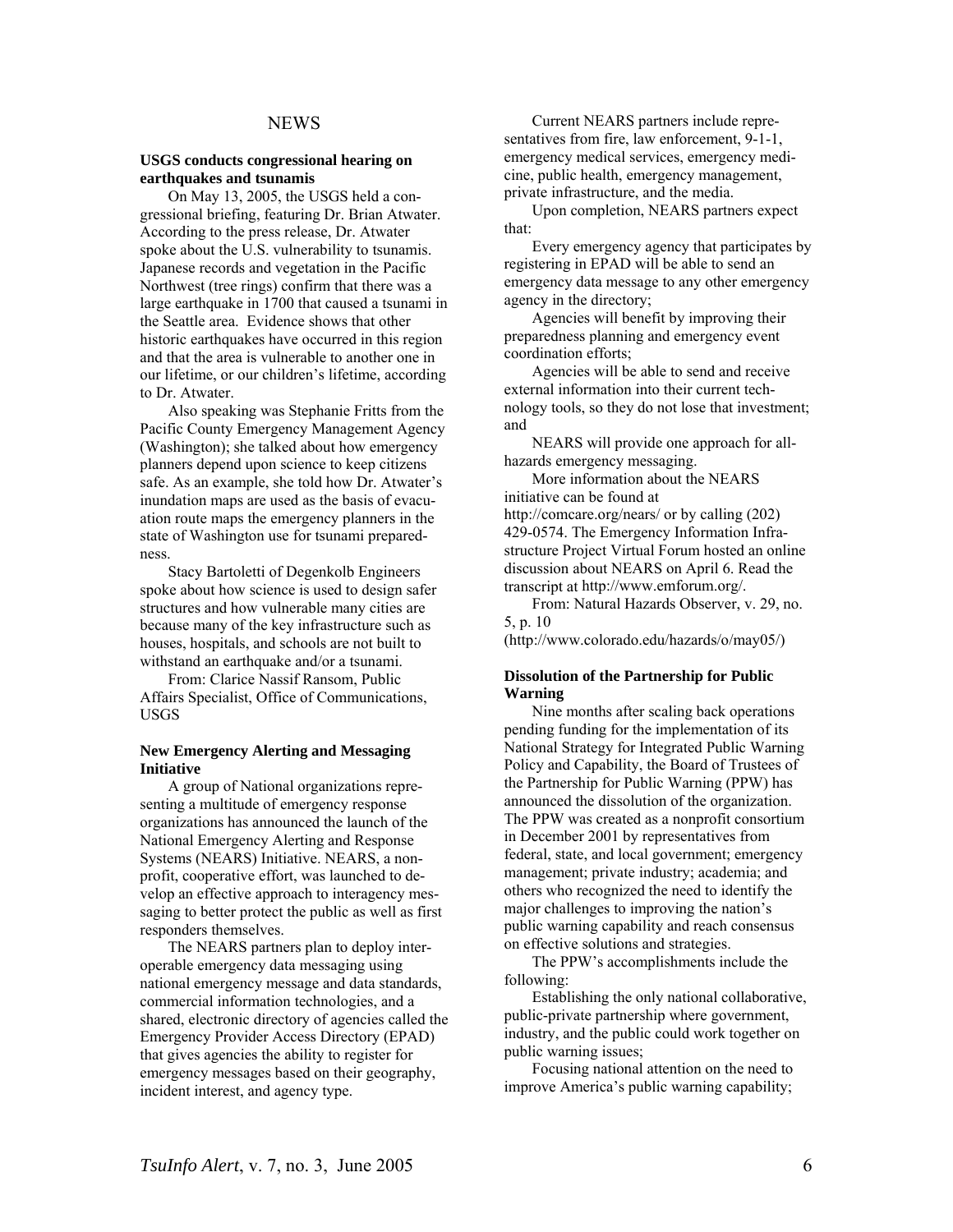## NEWS

### USGS conducts congressional hearing on earthquakes and tsunamis

On May 13, 2005, the USGS held a congressional briefing, featuring Dr. Brian Atwater. According to the press release, Dr. Atwater spoke about the U.S. vulnerability to tsunamis. Japanese records and vegetation in the Pacific Northwest (tree rings) confirm that there was a large earthquake in 1700 that caused a tsunami in the Seattle area. Evidence shows that other historic earthquakes have occurred in this region and that the area is vulnerable to another one in our lifetime, or our children's lifetime, according to Dr. Atwater.

Also speaking was Stephanie Fritts from the Pacific County Emergency Management Agency (Washington); she talked about how emergency planners depend upon science to keep citizens safe. As an example, she told how Dr. Atwater's inundation maps are used as the basis of evacuation route maps the emergency planners in the state of Washington use for tsunami preparedness.

Stacy Bartoletti of Degenkolb Engineers spoke about how science is used to design safer structures and how vulnerable many cities are because many of the key infrastructure such as houses, hospitals, and schools are not built to withstand an earthquake and/or a tsunami.

From: Clarice Nassif Ransom, Public Affairs Specialist, Office of Communications, USGS

### New Emergency Alerting and Messaging Initiative

A group of National organizations representing a multitude of emergency response organizations has announced the launch of the National Emergency Alerting and Response Systems (NEARS) Initiative. NEARS, a nonprofit, cooperative effort, was launched to develop an effective approach to interagency messaging to better protect the public as well as first responders themselves.

The NEARS partners plan to deploy interoperable emergency data messaging using national emergency message and data standards, commercial information technologies, and a shared, electronic directory of agencies called the Emergency Provider Access Directory (EPAD) that gives agencies the ability to register for emergency messages based on their geography, incident interest, and agency type.

Current NEARS partners include representatives from fire, law enforcement, 9-1-1, emergency medical services, emergency medicine, public health, emergency management, private infrastructure, and the media.

Upon completion, NEARS partners expect that:

Every emergency agency that participates by registering in EPAD will be able to send an emergency data message to any other emergency agency in the directory;

Agencies will benefit by improving their preparedness planning and emergency event coordination efforts;

Agencies will be able to send and receive external information into their current technology tools, so they do not lose that investment; and

NEARS will provide one approach for all-hazards emergency messaging.

More information about the NEARS initiative can be found at http://comcare.org/nears/ or by calling (202) 429-0574. The Emergency Information Infrastructure Project Virtual Forum hosted an online discussion about NEARS on April 6. Read the transcript at http://www.emforum.org/.

From: Natural Hazards Observer, v. 29, no. 5, p. 10 (http://www.colorado.edu/hazards/o/may05/)

### Dissolution of the Partnership for Public Warning

Nine months after scaling back operations pending funding for the implementation of its National Strategy for Integrated Public Warning Policy and Capability, the Board of Trustees of the Partnership for Public Warning (PPW) has announced the dissolution of the organization. The PPW was created as a nonprofit consortium in December 2001 by representatives from federal, state, and local government; emergency management; private industry; academia; and others who recognized the need to identify the major challenges to improving the nation's public warning capability and reach consensus on effective solutions and strategies.

The PPW's accomplishments include the following:

Establishing the only national collaborative, public-private partnership where government, industry, and the public could work together on public warning issues;

Focusing national attention on the need to improve America's public warning capability;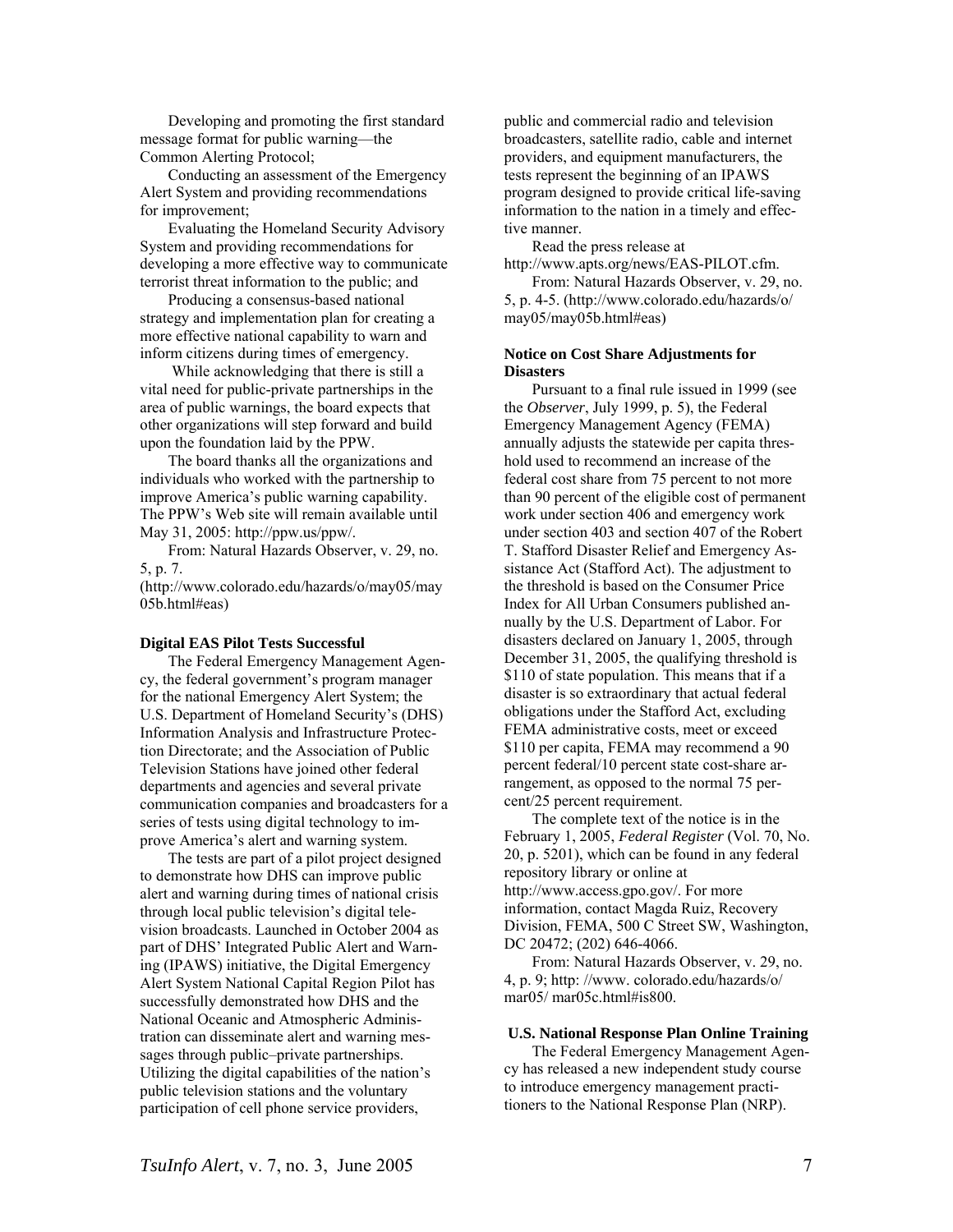Developing and promoting the first standard message format for public warning—the Common Alerting Protocol;

Conducting an assessment of the Emergency Alert System and providing recommendations for improvement;

Evaluating the Homeland Security Advisory System and providing recommendations for developing a more effective way to communicate terrorist threat information to the public; and

Producing a consensus-based national strategy and implementation plan for creating a more effective national capability to warn and inform citizens during times of emergency.

While acknowledging that there is still a vital need for public-private partnerships in the area of public warnings, the board expects that other organizations will step forward and build upon the foundation laid by the PPW.

The board thanks all the organizations and individuals who worked with the partnership to improve America's public warning capability. The PPW's Web site will remain available until May 31, 2005: http://ppw.us/ppw/.

From: Natural Hazards Observer, v. 29, no. 5, p. 7. (http://www.colorado.edu/hazards/o/may05/may05b.html#eas)

**Digital EAS Pilot Tests Successful**

The Federal Emergency Management Agency, the federal government's program manager for the national Emergency Alert System; the U.S. Department of Homeland Security's (DHS) Information Analysis and Infrastructure Protection Directorate; and the Association of Public Television Stations have joined other federal departments and agencies and several private communication companies and broadcasters for a series of tests using digital technology to improve America's alert and warning system.

The tests are part of a pilot project designed to demonstrate how DHS can improve public alert and warning during times of national crisis through local public television's digital television broadcasts. Launched in October 2004 as part of DHS' Integrated Public Alert and Warning (IPAWS) initiative, the Digital Emergency Alert System National Capital Region Pilot has successfully demonstrated how DHS and the National Oceanic and Atmospheric Administration can disseminate alert and warning messages through public–private partnerships. Utilizing the digital capabilities of the nation's public television stations and the voluntary participation of cell phone service providers, public and commercial radio and television broadcasters, satellite radio, cable and internet providers, and equipment manufacturers, the tests represent the beginning of an IPAWS program designed to provide critical life-saving information to the nation in a timely and effective manner.

Read the press release at http://www.apts.org/news/EAS-PILOT.cfm.

From: Natural Hazards Observer, v. 29, no. 5, p. 4-5. (http://www.colorado.edu/hazards/o/may05/may05b.html#eas)

**Notice on Cost Share Adjustments for Disasters**

Pursuant to a final rule issued in 1999 (see the *Observer*, July 1999, p. 5), the Federal Emergency Management Agency (FEMA) annually adjusts the statewide per capita threshold used to recommend an increase of the federal cost share from 75 percent to not more than 90 percent of the eligible cost of permanent work under section 406 and emergency work under section 403 and section 407 of the Robert T. Stafford Disaster Relief and Emergency Assistance Act (Stafford Act). The adjustment to the threshold is based on the Consumer Price Index for All Urban Consumers published annually by the U.S. Department of Labor. For disasters declared on January 1, 2005, through December 31, 2005, the qualifying threshold is \$110 of state population. This means that if a disaster is so extraordinary that actual federal obligations under the Stafford Act, excluding FEMA administrative costs, meet or exceed \$110 per capita, FEMA may recommend a 90 percent federal/10 percent state cost-share arrangement, as opposed to the normal 75 percent/25 percent requirement.

The complete text of the notice is in the February 1, 2005, *Federal Register* (Vol. 70, No. 20, p. 5201), which can be found in any federal repository library or online at http://www.access.gpo.gov/. For more information, contact Magda Ruiz, Recovery Division, FEMA, 500 C Street SW, Washington, DC 20472; (202) 646-4066.

From: Natural Hazards Observer, v. 29, no. 4, p. 9; http: //www. colorado.edu/hazards/o/ mar05/ mar05c.html#is800.

**U.S. National Response Plan Online Training**

The Federal Emergency Management Agency has released a new independent study course to introduce emergency management practitioners to the National Response Plan (NRP).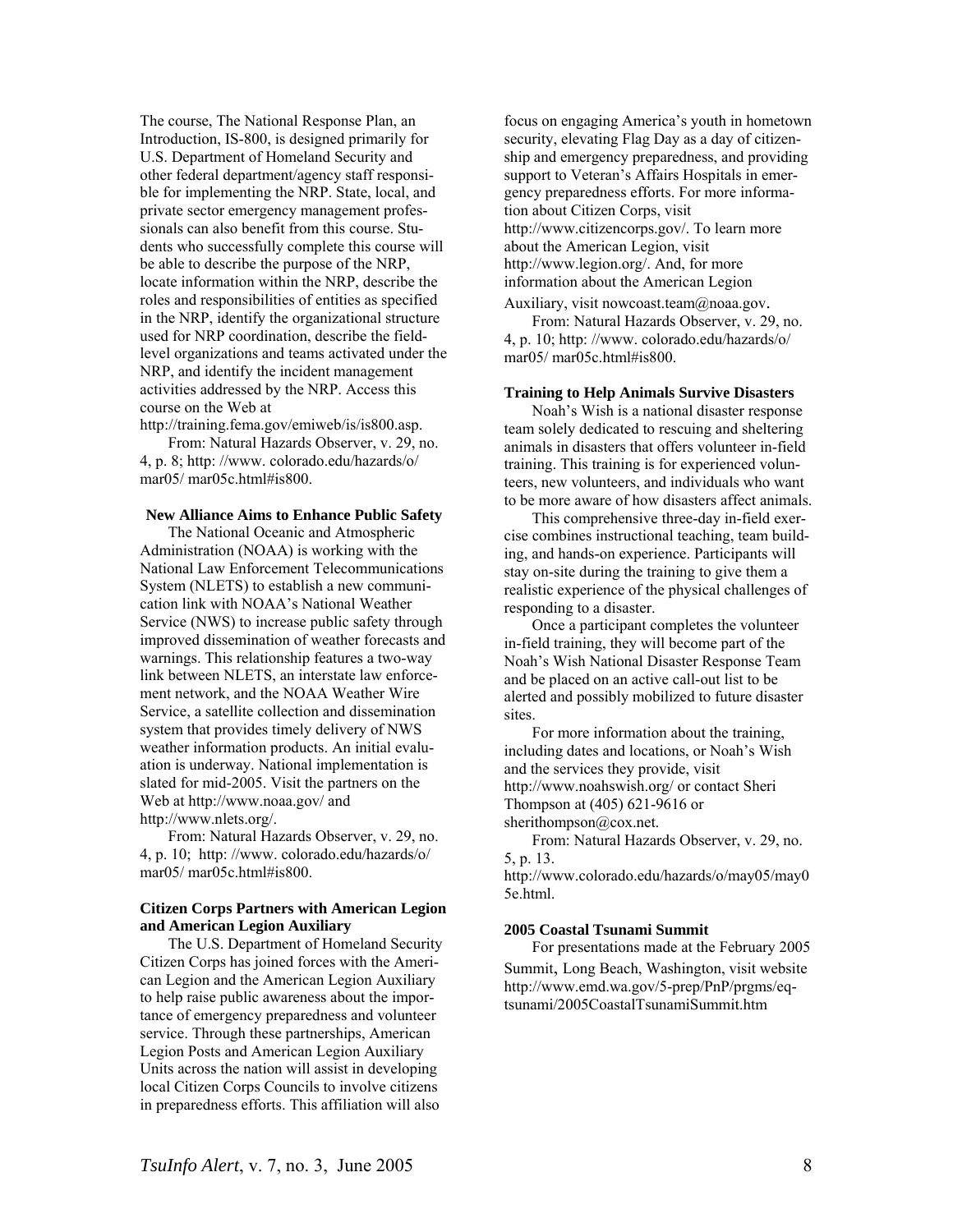The course, The National Response Plan, an Introduction, IS-800, is designed primarily for U.S. Department of Homeland Security and other federal department/agency staff responsible for implementing the NRP. State, local, and private sector emergency management professionals can also benefit from this course. Students who successfully complete this course will be able to describe the purpose of the NRP, locate information within the NRP, describe the roles and responsibilities of entities as specified in the NRP, identify the organizational structure used for NRP coordination, describe the field-level organizations and teams activated under the NRP, and identify the incident management activities addressed by the NRP. Access this course on the Web at http://training.fema.gov/emiweb/is/is800.asp.

From: Natural Hazards Observer, v. 29, no. 4, p. 8; http: //www. colorado.edu/hazards/o/ mar05/ mar05c.html#is800.

**New Alliance Aims to Enhance Public Safety**

The National Oceanic and Atmospheric Administration (NOAA) is working with the National Law Enforcement Telecommunications System (NLETS) to establish a new communication link with NOAA's National Weather Service (NWS) to increase public safety through improved dissemination of weather forecasts and warnings. This relationship features a two-way link between NLETS, an interstate law enforcement network, and the NOAA Weather Wire Service, a satellite collection and dissemination system that provides timely delivery of NWS weather information products. An initial evaluation is underway. National implementation is slated for mid-2005. Visit the partners on the Web at http://www.noaa.gov/ and http://www.nlets.org/.

From: Natural Hazards Observer, v. 29, no. 4, p. 10; http: //www. colorado.edu/hazards/o/ mar05/ mar05c.html#is800.

**Citizen Corps Partners with American Legion and American Legion Auxiliary**

The U.S. Department of Homeland Security Citizen Corps has joined forces with the American Legion and the American Legion Auxiliary to help raise public awareness about the importance of emergency preparedness and volunteer service. Through these partnerships, American Legion Posts and American Legion Auxiliary Units across the nation will assist in developing local Citizen Corps Councils to involve citizens in preparedness efforts. This affiliation will also focus on engaging America's youth in hometown security, elevating Flag Day as a day of citizenship and emergency preparedness, and providing support to Veteran's Affairs Hospitals in emergency preparedness efforts. For more information about Citizen Corps, visit http://www.citizencorps.gov/. To learn more about the American Legion, visit http://www.legion.org/. And, for more information about the American Legion Auxiliary, visit nowcoast.team@noaa.gov.

From: Natural Hazards Observer, v. 29, no. 4, p. 10; http: //www. colorado.edu/hazards/o/ mar05/ mar05c.html#is800.

**Training to Help Animals Survive Disasters**

Noah's Wish is a national disaster response team solely dedicated to rescuing and sheltering animals in disasters that offers volunteer in-field training. This training is for experienced volunteers, new volunteers, and individuals who want to be more aware of how disasters affect animals.

This comprehensive three-day in-field exercise combines instructional teaching, team building, and hands-on experience. Participants will stay on-site during the training to give them a realistic experience of the physical challenges of responding to a disaster.

Once a participant completes the volunteer in-field training, they will become part of the Noah's Wish National Disaster Response Team and be placed on an active call-out list to be alerted and possibly mobilized to future disaster sites.

For more information about the training, including dates and locations, or Noah's Wish and the services they provide, visit http://www.noahswish.org/ or contact Sheri Thompson at (405) 621-9616 or sherithompson@cox.net.

From: Natural Hazards Observer, v. 29, no. 5, p. 13. http://www.colorado.edu/hazards/o/may05/may05e.html.

**2005 Coastal Tsunami Summit**

For presentations made at the February 2005 Summit, Long Beach, Washington, visit website http://www.emd.wa.gov/5-prep/PnP/prgms/eq-tsunami/2005CoastalTsunamiSummit.htm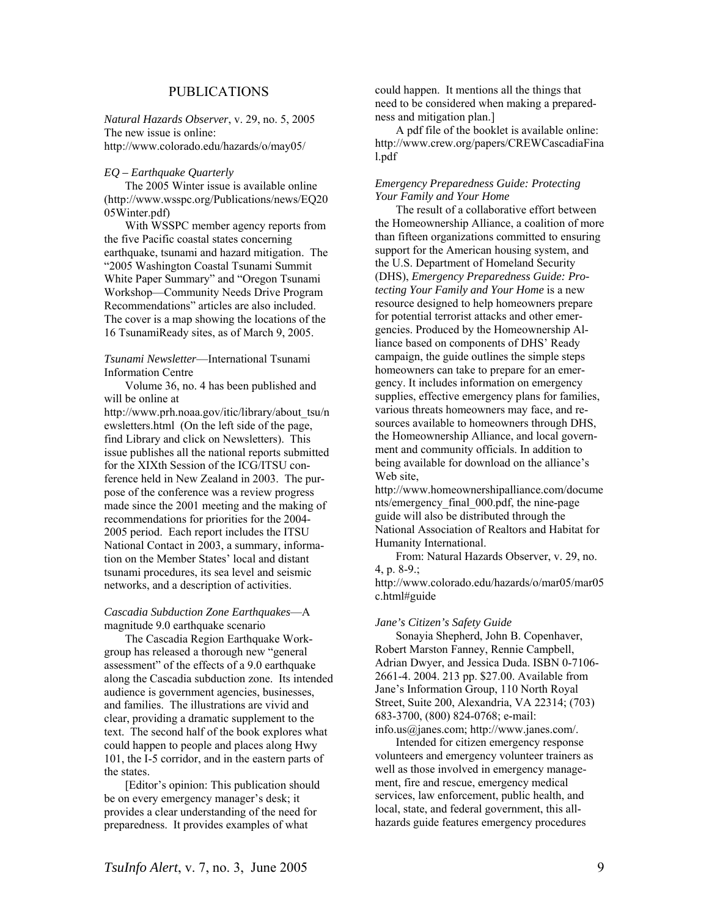## PUBLICATIONS

*Natural Hazards Observer*, v. 29, no. 5, 2005
The new issue is online:
http://www.colorado.edu/hazards/o/may05/

*EQ – Earthquake Quarterly*

The 2005 Winter issue is available online (http://www.wsspc.org/Publications/news/EQ2005Winter.pdf)

With WSSPC member agency reports from the five Pacific coastal states concerning earthquake, tsunami and hazard mitigation. The "2005 Washington Coastal Tsunami Summit White Paper Summary" and "Oregon Tsunami Workshop—Community Needs Drive Program Recommendations" articles are also included. The cover is a map showing the locations of the 16 TsunamiReady sites, as of March 9, 2005.

*Tsunami Newsletter*—International Tsunami Information Centre

Volume 36, no. 4 has been published and will be online at http://www.prh.noaa.gov/itic/library/about_tsu/newsletters.html (On the left side of the page, find Library and click on Newsletters). This issue publishes all the national reports submitted for the XIXth Session of the ICG/ITSU conference held in New Zealand in 2003. The purpose of the conference was a review progress made since the 2001 meeting and the making of recommendations for priorities for the 2004-2005 period. Each report includes the ITSU National Contact in 2003, a summary, information on the Member States' local and distant tsunami procedures, its sea level and seismic networks, and a description of activities.

*Cascadia Subduction Zone Earthquakes*—A magnitude 9.0 earthquake scenario

The Cascadia Region Earthquake Workgroup has released a thorough new "general assessment" of the effects of a 9.0 earthquake along the Cascadia subduction zone. Its intended audience is government agencies, businesses, and families. The illustrations are vivid and clear, providing a dramatic supplement to the text. The second half of the book explores what could happen to people and places along Hwy 101, the I-5 corridor, and in the eastern parts of the states.

[Editor's opinion: This publication should be on every emergency manager's desk; it provides a clear understanding of the need for preparedness. It provides examples of what could happen. It mentions all the things that need to be considered when making a preparedness and mitigation plan.]

A pdf file of the booklet is available online: http://www.crew.org/papers/CREWCascadiaFinal.pdf

*Emergency Preparedness Guide: Protecting Your Family and Your Home*

The result of a collaborative effort between the Homeownership Alliance, a coalition of more than fifteen organizations committed to ensuring support for the American housing system, and the U.S. Department of Homeland Security (DHS), *Emergency Preparedness Guide: Protecting Your Family and Your Home* is a new resource designed to help homeowners prepare for potential terrorist attacks and other emergencies. Produced by the Homeownership Alliance based on components of DHS' Ready campaign, the guide outlines the simple steps homeowners can take to prepare for an emergency. It includes information on emergency supplies, effective emergency plans for families, various threats homeowners may face, and resources available to homeowners through DHS, the Homeownership Alliance, and local government and community officials. In addition to being available for download on the alliance's Web site, http://www.homeownershipalliance.com/documents/emergency_final_000.pdf, the nine-page guide will also be distributed through the National Association of Realtors and Habitat for Humanity International.

From: Natural Hazards Observer, v. 29, no. 4, p. 8-9.; http://www.colorado.edu/hazards/o/mar05/mar05c.html#guide

*Jane's Citizen's Safety Guide*

Sonayia Shepherd, John B. Copenhaver, Robert Marston Fanney, Rennie Campbell, Adrian Dwyer, and Jessica Duda. ISBN 0-7106-2661-4. 2004. 213 pp. $27.00. Available from Jane's Information Group, 110 North Royal Street, Suite 200, Alexandria, VA 22314; (703) 683-3700, (800) 824-0768; e-mail: info.us@janes.com; http://www.janes.com/.

Intended for citizen emergency response volunteers and emergency volunteer trainers as well as those involved in emergency management, fire and rescue, emergency medical services, law enforcement, public health, and local, state, and federal government, this all-hazards guide features emergency procedures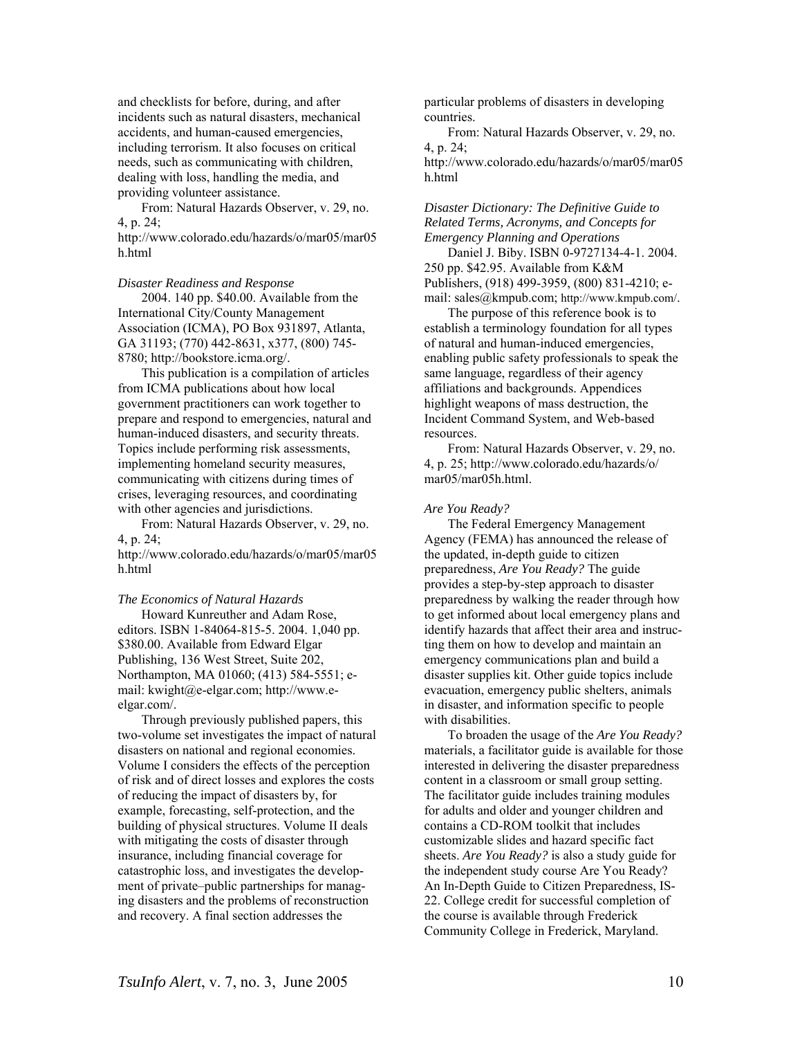and checklists for before, during, and after incidents such as natural disasters, mechanical accidents, and human-caused emergencies, including terrorism. It also focuses on critical needs, such as communicating with children, dealing with loss, handling the media, and providing volunteer assistance.

From: Natural Hazards Observer, v. 29, no. 4, p. 24; http://www.colorado.edu/hazards/o/mar05/mar05h.html

*Disaster Readiness and Response*

2004. 140 pp. $40.00. Available from the International City/County Management Association (ICMA), PO Box 931897, Atlanta, GA 31193; (770) 442-8631, x377, (800) 745-8780; http://bookstore.icma.org/.

This publication is a compilation of articles from ICMA publications about how local government practitioners can work together to prepare and respond to emergencies, natural and human-induced disasters, and security threats. Topics include performing risk assessments, implementing homeland security measures, communicating with citizens during times of crises, leveraging resources, and coordinating with other agencies and jurisdictions.

From: Natural Hazards Observer, v. 29, no. 4, p. 24; http://www.colorado.edu/hazards/o/mar05/mar05h.html

*The Economics of Natural Hazards*

Howard Kunreuther and Adam Rose, editors. ISBN 1-84064-815-5. 2004. 1,040 pp. $380.00. Available from Edward Elgar Publishing, 136 West Street, Suite 202, Northampton, MA 01060; (413) 584-5551; e-mail: kwight@e-elgar.com; http://www.e-elgar.com/.

Through previously published papers, this two-volume set investigates the impact of natural disasters on national and regional economies. Volume I considers the effects of the perception of risk and of direct losses and explores the costs of reducing the impact of disasters by, for example, forecasting, self-protection, and the building of physical structures. Volume II deals with mitigating the costs of disaster through insurance, including financial coverage for catastrophic loss, and investigates the development of private–public partnerships for managing disasters and the problems of reconstruction and recovery. A final section addresses the particular problems of disasters in developing countries.

From: Natural Hazards Observer, v. 29, no. 4, p. 24; http://www.colorado.edu/hazards/o/mar05/mar05h.html

*Disaster Dictionary: The Definitive Guide to Related Terms, Acronyms, and Concepts for Emergency Planning and Operations*

Daniel J. Biby. ISBN 0-9727134-4-1. 2004. 250 pp. $42.95. Available from K&M Publishers, (918) 499-3959, (800) 831-4210; e-mail: sales@kmpub.com; http://www.kmpub.com/.

The purpose of this reference book is to establish a terminology foundation for all types of natural and human-induced emergencies, enabling public safety professionals to speak the same language, regardless of their agency affiliations and backgrounds. Appendices highlight weapons of mass destruction, the Incident Command System, and Web-based resources.

From: Natural Hazards Observer, v. 29, no. 4, p. 25; http://www.colorado.edu/hazards/o/mar05/mar05h.html.

*Are You Ready?*

The Federal Emergency Management Agency (FEMA) has announced the release of the updated, in-depth guide to citizen preparedness, *Are You Ready?* The guide provides a step-by-step approach to disaster preparedness by walking the reader through how to get informed about local emergency plans and identify hazards that affect their area and instructing them on how to develop and maintain an emergency communications plan and build a disaster supplies kit. Other guide topics include evacuation, emergency public shelters, animals in disaster, and information specific to people with disabilities.

To broaden the usage of the *Are You Ready?* materials, a facilitator guide is available for those interested in delivering the disaster preparedness content in a classroom or small group setting. The facilitator guide includes training modules for adults and older and younger children and contains a CD-ROM toolkit that includes customizable slides and hazard specific fact sheets. *Are You Ready?* is also a study guide for the independent study course Are You Ready? An In-Depth Guide to Citizen Preparedness, IS-22. College credit for successful completion of the course is available through Frederick Community College in Frederick, Maryland.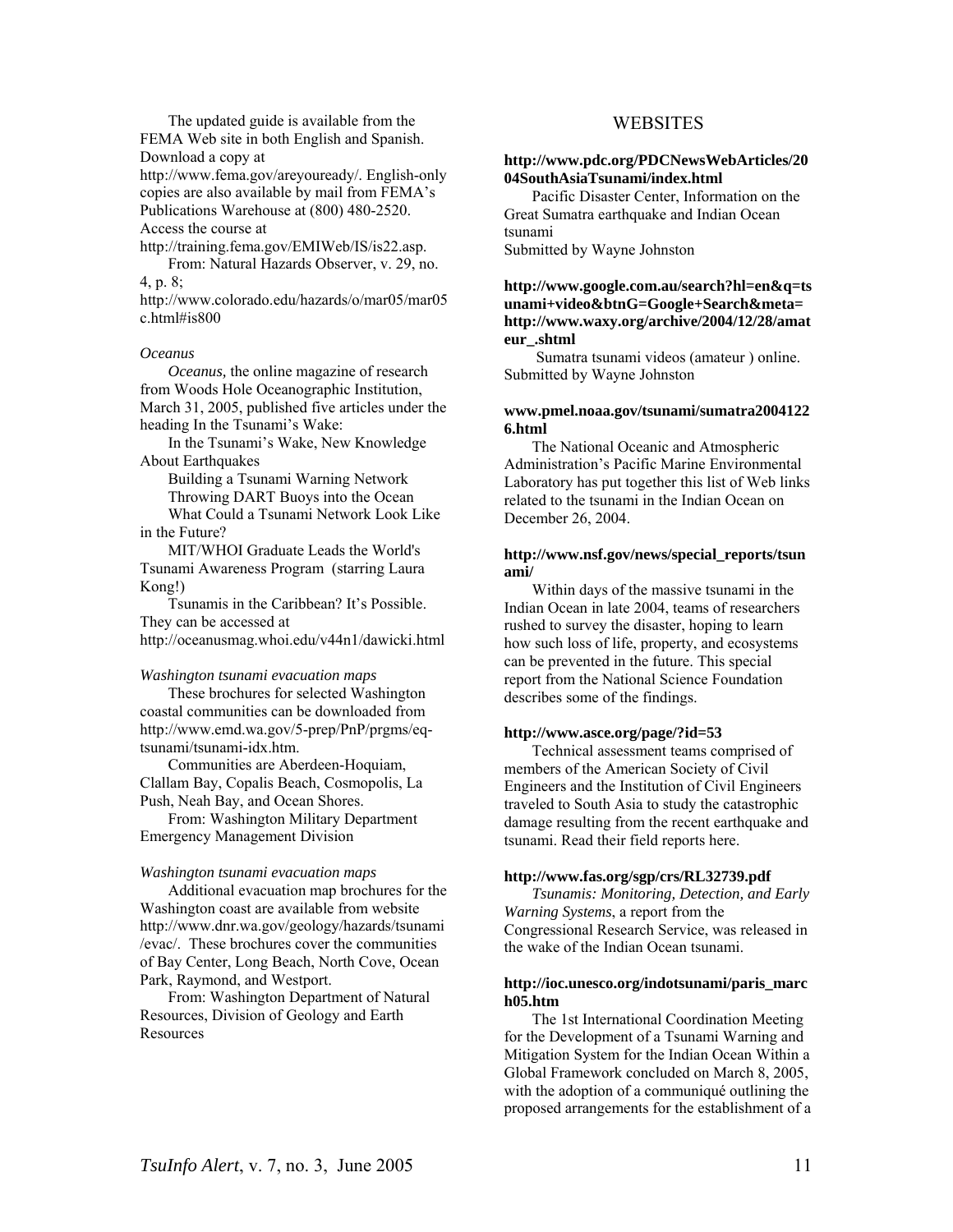The updated guide is available from the FEMA Web site in both English and Spanish. Download a copy at http://www.fema.gov/areyouready/. English-only copies are also available by mail from FEMA's Publications Warehouse at (800) 480-2520. Access the course at http://training.fema.gov/EMIWeb/IS/is22.asp.

From: Natural Hazards Observer, v. 29, no. 4, p. 8; http://www.colorado.edu/hazards/o/mar05/mar05c.html#is800

*Oceanus*

*Oceanus,* the online magazine of research from Woods Hole Oceanographic Institution, March 31, 2005, published five articles under the heading In the Tsunami's Wake:

In the Tsunami's Wake, New Knowledge About Earthquakes

Building a Tsunami Warning Network

Throwing DART Buoys into the Ocean

What Could a Tsunami Network Look Like in the Future?

MIT/WHOI Graduate Leads the World's Tsunami Awareness Program (starring Laura Kong!)

Tsunamis in the Caribbean? It's Possible. They can be accessed at http://oceanusmag.whoi.edu/v44n1/dawicki.html

*Washington tsunami evacuation maps*

These brochures for selected Washington coastal communities can be downloaded from http://www.emd.wa.gov/5-prep/PnP/prgms/eq-tsunami/tsunami-idx.htm.

Communities are Aberdeen-Hoquiam, Clallam Bay, Copalis Beach, Cosmopolis, La Push, Neah Bay, and Ocean Shores.

From: Washington Military Department Emergency Management Division

*Washington tsunami evacuation maps*

Additional evacuation map brochures for the Washington coast are available from website http://www.dnr.wa.gov/geology/hazards/tsunami/evac/. These brochures cover the communities of Bay Center, Long Beach, North Cove, Ocean Park, Raymond, and Westport.

From: Washington Department of Natural Resources, Division of Geology and Earth Resources

## WEBSITES

**http://www.pdc.org/PDCNewsWebArticles/2004SouthAsiaTsunami/index.html**

Pacific Disaster Center, Information on the Great Sumatra earthquake and Indian Ocean tsunami
Submitted by Wayne Johnston

**http://www.google.com.au/search?hl=en&q=tsunami+video&btnG=Google+Search&meta= http://www.waxy.org/archive/2004/12/28/amateur_.shtml**

Sumatra tsunami videos (amateur ) online. Submitted by Wayne Johnston

**www.pmel.noaa.gov/tsunami/sumatra20041226.html**

The National Oceanic and Atmospheric Administration's Pacific Marine Environmental Laboratory has put together this list of Web links related to the tsunami in the Indian Ocean on December 26, 2004.

**http://www.nsf.gov/news/special_reports/tsunami/**

Within days of the massive tsunami in the Indian Ocean in late 2004, teams of researchers rushed to survey the disaster, hoping to learn how such loss of life, property, and ecosystems can be prevented in the future. This special report from the National Science Foundation describes some of the findings.

**http://www.asce.org/page/?id=53**

Technical assessment teams comprised of members of the American Society of Civil Engineers and the Institution of Civil Engineers traveled to South Asia to study the catastrophic damage resulting from the recent earthquake and tsunami. Read their field reports here.

**http://www.fas.org/sgp/crs/RL32739.pdf**

*Tsunamis: Monitoring, Detection, and Early Warning Systems*, a report from the Congressional Research Service, was released in the wake of the Indian Ocean tsunami.

**http://ioc.unesco.org/indotsunami/paris_march05.htm**

The 1st International Coordination Meeting for the Development of a Tsunami Warning and Mitigation System for the Indian Ocean Within a Global Framework concluded on March 8, 2005, with the adoption of a communiqué outlining the proposed arrangements for the establishment of a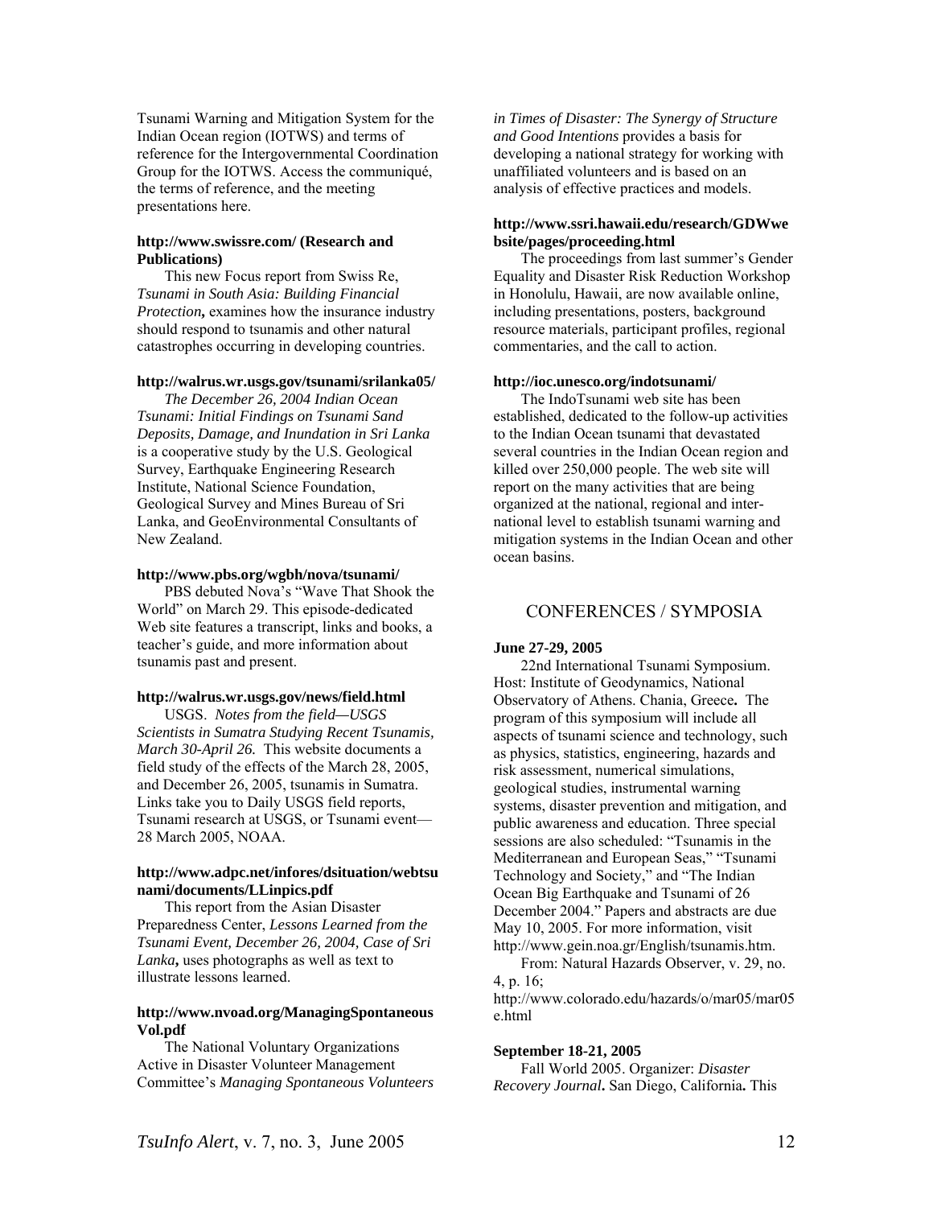Tsunami Warning and Mitigation System for the Indian Ocean region (IOTWS) and terms of reference for the Intergovernmental Coordination Group for the IOTWS. Access the communiqué, the terms of reference, and the meeting presentations here.

**http://www.swissre.com/ (Research and Publications)**

This new Focus report from Swiss Re, *Tsunami in South Asia: Building Financial Protection,* examines how the insurance industry should respond to tsunamis and other natural catastrophes occurring in developing countries.

**http://walrus.wr.usgs.gov/tsunami/srilanka05/**

*The December 26, 2004 Indian Ocean Tsunami: Initial Findings on Tsunami Sand Deposits, Damage, and Inundation in Sri Lanka* is a cooperative study by the U.S. Geological Survey, Earthquake Engineering Research Institute, National Science Foundation, Geological Survey and Mines Bureau of Sri Lanka, and GeoEnvironmental Consultants of New Zealand.

**http://www.pbs.org/wgbh/nova/tsunami/**

PBS debuted Nova's "Wave That Shook the World" on March 29. This episode-dedicated Web site features a transcript, links and books, a teacher's guide, and more information about tsunamis past and present.

**http://walrus.wr.usgs.gov/news/field.html**

USGS. *Notes from the field—USGS Scientists in Sumatra Studying Recent Tsunamis, March 30-April 26.* This website documents a field study of the effects of the March 28, 2005, and December 26, 2005, tsunamis in Sumatra. Links take you to Daily USGS field reports, Tsunami research at USGS, or Tsunami event—28 March 2005, NOAA.

**http://www.adpc.net/infores/dsituation/webtsunami/documents/LLinpics.pdf**

This report from the Asian Disaster Preparedness Center, *Lessons Learned from the Tsunami Event, December 26, 2004, Case of Sri Lanka,* uses photographs as well as text to illustrate lessons learned.

**http://www.nvoad.org/ManagingSpontaneousVol.pdf**

The National Voluntary Organizations Active in Disaster Volunteer Management Committee's *Managing Spontaneous Volunteers in Times of Disaster: The Synergy of Structure and Good Intentions* provides a basis for developing a national strategy for working with unaffiliated volunteers and is based on an analysis of effective practices and models.

**http://www.ssri.hawaii.edu/research/GDWwebsite/pages/proceeding.html**

The proceedings from last summer's Gender Equality and Disaster Risk Reduction Workshop in Honolulu, Hawaii, are now available online, including presentations, posters, background resource materials, participant profiles, regional commentaries, and the call to action.

**http://ioc.unesco.org/indotsunami/**

The IndoTsunami web site has been established, dedicated to the follow-up activities to the Indian Ocean tsunami that devastated several countries in the Indian Ocean region and killed over 250,000 people. The web site will report on the many activities that are being organized at the national, regional and international level to establish tsunami warning and mitigation systems in the Indian Ocean and other ocean basins.

## CONFERENCES / SYMPOSIA

**June 27-29, 2005**

22nd International Tsunami Symposium. Host: Institute of Geodynamics, National Observatory of Athens. Chania, Greece**.** The program of this symposium will include all aspects of tsunami science and technology, such as physics, statistics, engineering, hazards and risk assessment, numerical simulations, geological studies, instrumental warning systems, disaster prevention and mitigation, and public awareness and education. Three special sessions are also scheduled: "Tsunamis in the Mediterranean and European Seas," "Tsunami Technology and Society," and "The Indian Ocean Big Earthquake and Tsunami of 26 December 2004." Papers and abstracts are due May 10, 2005. For more information, visit http://www.gein.noa.gr/English/tsunamis.htm.

From: Natural Hazards Observer, v. 29, no. 4, p. 16; http://www.colorado.edu/hazards/o/mar05/mar05e.html

**September 18-21, 2005**

Fall World 2005. Organizer: *Disaster Recovery Journal***.** San Diego, California**.** This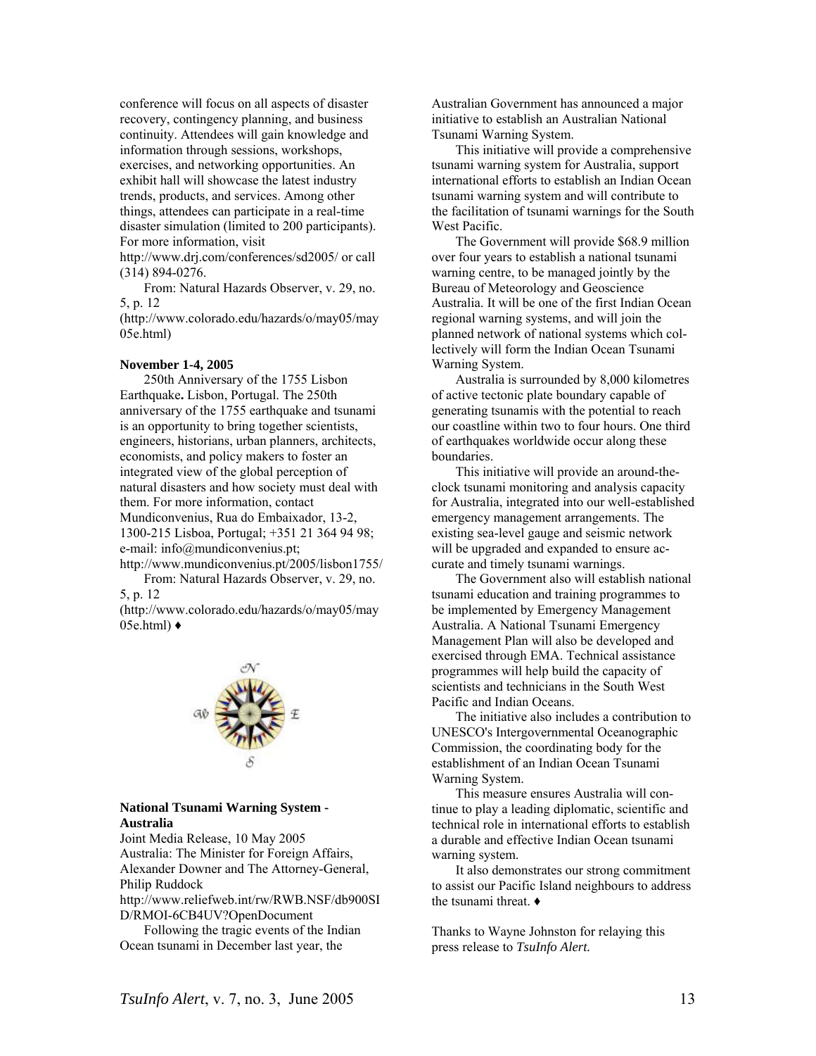conference will focus on all aspects of disaster recovery, contingency planning, and business continuity. Attendees will gain knowledge and information through sessions, workshops, exercises, and networking opportunities. An exhibit hall will showcase the latest industry trends, products, and services. Among other things, attendees can participate in a real-time disaster simulation (limited to 200 participants). For more information, visit http://www.drj.com/conferences/sd2005/ or call (314) 894-0276.

From: Natural Hazards Observer, v. 29, no. 5, p. 12 (http://www.colorado.edu/hazards/o/may05/may05e.html)

**November 1-4, 2005**

250th Anniversary of the 1755 Lisbon Earthquake**.** Lisbon, Portugal. The 250th anniversary of the 1755 earthquake and tsunami is an opportunity to bring together scientists, engineers, historians, urban planners, architects, economists, and policy makers to foster an integrated view of the global perception of natural disasters and how society must deal with them. For more information, contact Mundiconvenius, Rua do Embaixador, 13-2, 1300-215 Lisboa, Portugal; +351 21 364 94 98; e-mail: info@mundiconvenius.pt; http://www.mundiconvenius.pt/2005/lisbon1755/

From: Natural Hazards Observer, v. 29, no. 5, p. 12 (http://www.colorado.edu/hazards/o/may05/may05e.html) ♦

**National Tsunami Warning System - Australia**

Joint Media Release, 10 May 2005
Australia: The Minister for Foreign Affairs, Alexander Downer and The Attorney-General, Philip Ruddock
http://www.reliefweb.int/rw/RWB.NSF/db900SID/RMOI-6CB4UV?OpenDocument

Following the tragic events of the Indian Ocean tsunami in December last year, the Australian Government has announced a major initiative to establish an Australian National Tsunami Warning System.

This initiative will provide a comprehensive tsunami warning system for Australia, support international efforts to establish an Indian Ocean tsunami warning system and will contribute to the facilitation of tsunami warnings for the South West Pacific.

The Government will provide $68.9 million over four years to establish a national tsunami warning centre, to be managed jointly by the Bureau of Meteorology and Geoscience Australia. It will be one of the first Indian Ocean regional warning systems, and will join the planned network of national systems which collectively will form the Indian Ocean Tsunami Warning System.

Australia is surrounded by 8,000 kilometres of active tectonic plate boundary capable of generating tsunamis with the potential to reach our coastline within two to four hours. One third of earthquakes worldwide occur along these boundaries.

This initiative will provide an around-the-clock tsunami monitoring and analysis capacity for Australia, integrated into our well-established emergency management arrangements. The existing sea-level gauge and seismic network will be upgraded and expanded to ensure accurate and timely tsunami warnings.

The Government also will establish national tsunami education and training programmes to be implemented by Emergency Management Australia. A National Tsunami Emergency Management Plan will also be developed and exercised through EMA. Technical assistance programmes will help build the capacity of scientists and technicians in the South West Pacific and Indian Oceans.

The initiative also includes a contribution to UNESCO's Intergovernmental Oceanographic Commission, the coordinating body for the establishment of an Indian Ocean Tsunami Warning System.

This measure ensures Australia will continue to play a leading diplomatic, scientific and technical role in international efforts to establish a durable and effective Indian Ocean tsunami warning system.

It also demonstrates our strong commitment to assist our Pacific Island neighbours to address the tsunami threat. ♦

Thanks to Wayne Johnston for relaying this press release to *TsuInfo Alert.*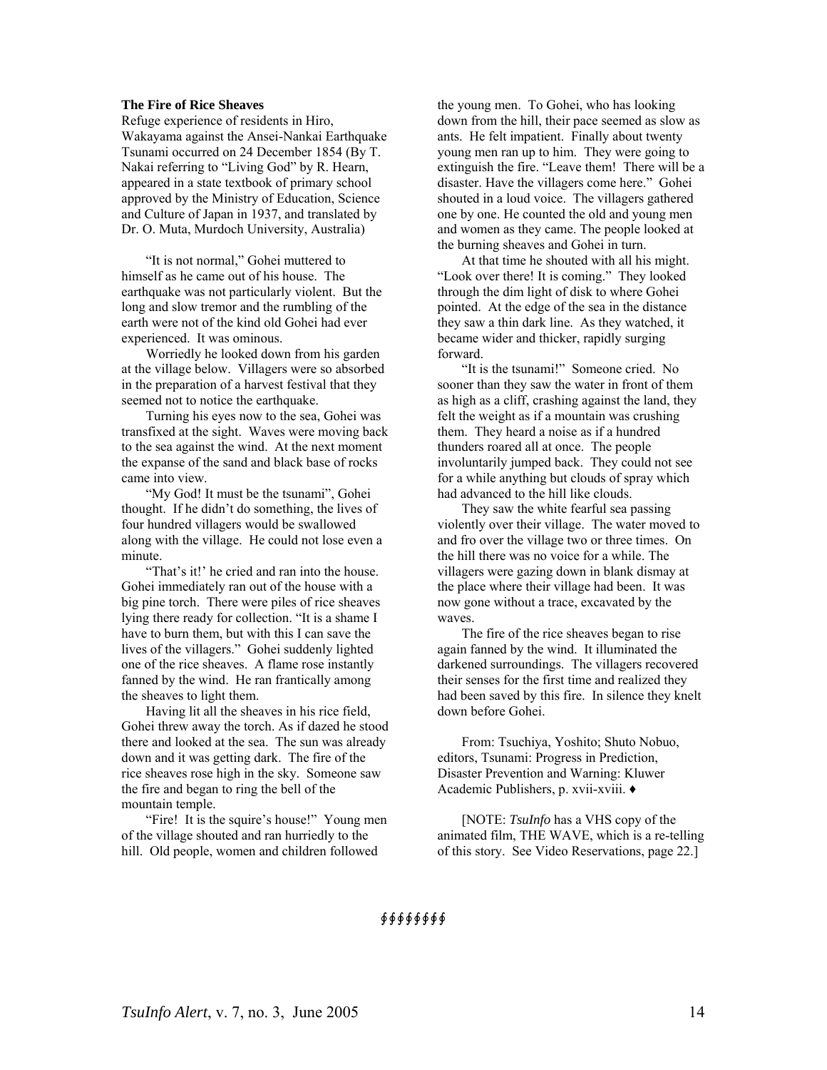**The Fire of Rice Sheaves**

Refuge experience of residents in Hiro, Wakayama against the Ansei-Nankai Earthquake Tsunami occurred on 24 December 1854 (By T. Nakai referring to "Living God" by R. Hearn, appeared in a state textbook of primary school approved by the Ministry of Education, Science and Culture of Japan in 1937, and translated by Dr. O. Muta, Murdoch University, Australia)

"It is not normal," Gohei muttered to himself as he came out of his house. The earthquake was not particularly violent. But the long and slow tremor and the rumbling of the earth were not of the kind old Gohei had ever experienced. It was ominous.

Worriedly he looked down from his garden at the village below. Villagers were so absorbed in the preparation of a harvest festival that they seemed not to notice the earthquake.

Turning his eyes now to the sea, Gohei was transfixed at the sight. Waves were moving back to the sea against the wind. At the next moment the expanse of the sand and black base of rocks came into view.

"My God! It must be the tsunami", Gohei thought. If he didn't do something, the lives of four hundred villagers would be swallowed along with the village. He could not lose even a minute.

"That's it!' he cried and ran into the house. Gohei immediately ran out of the house with a big pine torch. There were piles of rice sheaves lying there ready for collection. "It is a shame I have to burn them, but with this I can save the lives of the villagers." Gohei suddenly lighted one of the rice sheaves. A flame rose instantly fanned by the wind. He ran frantically among the sheaves to light them.

Having lit all the sheaves in his rice field, Gohei threw away the torch. As if dazed he stood there and looked at the sea. The sun was already down and it was getting dark. The fire of the rice sheaves rose high in the sky. Someone saw the fire and began to ring the bell of the mountain temple.

"Fire! It is the squire's house!" Young men of the village shouted and ran hurriedly to the hill. Old people, women and children followed the young men. To Gohei, who has looking down from the hill, their pace seemed as slow as ants. He felt impatient. Finally about twenty young men ran up to him. They were going to extinguish the fire. "Leave them! There will be a disaster. Have the villagers come here." Gohei shouted in a loud voice. The villagers gathered one by one. He counted the old and young men and women as they came. The people looked at the burning sheaves and Gohei in turn.

At that time he shouted with all his might. "Look over there! It is coming." They looked through the dim light of disk to where Gohei pointed. At the edge of the sea in the distance they saw a thin dark line. As they watched, it became wider and thicker, rapidly surging forward.

"It is the tsunami!" Someone cried. No sooner than they saw the water in front of them as high as a cliff, crashing against the land, they felt the weight as if a mountain was crushing them. They heard a noise as if a hundred thunders roared all at once. The people involuntarily jumped back. They could not see for a while anything but clouds of spray which had advanced to the hill like clouds.

They saw the white fearful sea passing violently over their village. The water moved to and fro over the village two or three times. On the hill there was no voice for a while. The villagers were gazing down in blank dismay at the place where their village had been. It was now gone without a trace, excavated by the waves.

The fire of the rice sheaves began to rise again fanned by the wind. It illuminated the darkened surroundings. The villagers recovered their senses for the first time and realized they had been saved by this fire. In silence they knelt down before Gohei.

From: Tsuchiya, Yoshito; Shuto Nobuo, editors, Tsunami: Progress in Prediction, Disaster Prevention and Warning: Kluwer Academic Publishers, p. xvii-xviii. ♦

[NOTE: *TsuInfo* has a VHS copy of the animated film, THE WAVE, which is a re-telling of this story. See Video Reservations, page 22.]

∯∯∯∯∯∯∯∯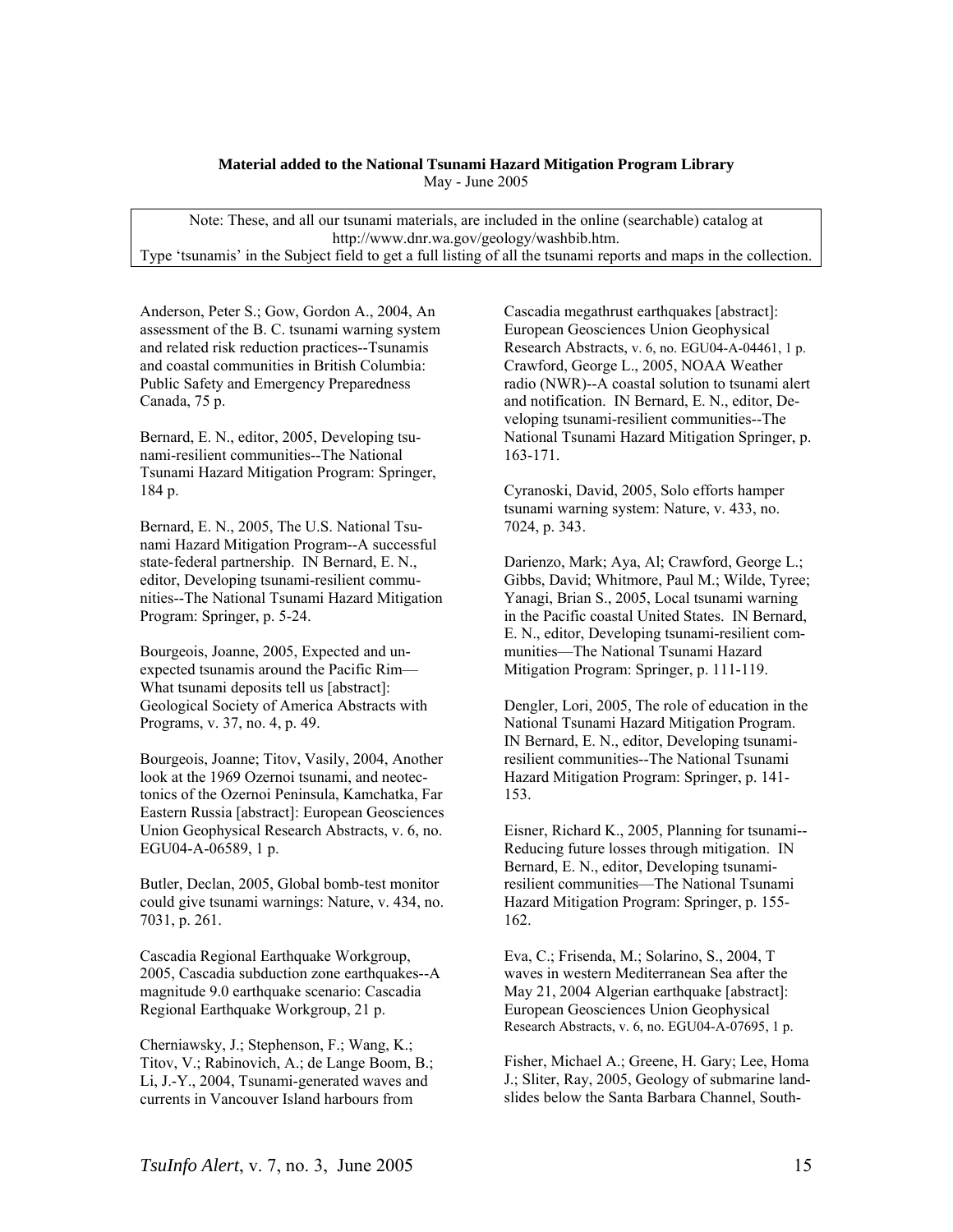**Material added to the National Tsunami Hazard Mitigation Program Library**
May - June 2005

Note: These, and all our tsunami materials, are included in the online (searchable) catalog at http://www.dnr.wa.gov/geology/washbib.htm.
Type 'tsunamis' in the Subject field to get a full listing of all the tsunami reports and maps in the collection.

Anderson, Peter S.; Gow, Gordon A., 2004, An assessment of the B. C. tsunami warning system and related risk reduction practices--Tsunamis and coastal communities in British Columbia: Public Safety and Emergency Preparedness Canada, 75 p.

Bernard, E. N., editor, 2005, Developing tsunami-resilient communities--The National Tsunami Hazard Mitigation Program: Springer, 184 p.

Bernard, E. N., 2005, The U.S. National Tsunami Hazard Mitigation Program--A successful state-federal partnership. IN Bernard, E. N., editor, Developing tsunami-resilient communities--The National Tsunami Hazard Mitigation Program: Springer, p. 5-24.

Bourgeois, Joanne, 2005, Expected and unexpected tsunamis around the Pacific Rim—What tsunami deposits tell us [abstract]: Geological Society of America Abstracts with Programs, v. 37, no. 4, p. 49.

Bourgeois, Joanne; Titov, Vasily, 2004, Another look at the 1969 Ozernoi tsunami, and neotectonics of the Ozernoi Peninsula, Kamchatka, Far Eastern Russia [abstract]: European Geosciences Union Geophysical Research Abstracts, v. 6, no. EGU04-A-06589, 1 p.

Butler, Declan, 2005, Global bomb-test monitor could give tsunami warnings: Nature, v. 434, no. 7031, p. 261.

Cascadia Regional Earthquake Workgroup, 2005, Cascadia subduction zone earthquakes--A magnitude 9.0 earthquake scenario: Cascadia Regional Earthquake Workgroup, 21 p.

Cherniawsky, J.; Stephenson, F.; Wang, K.; Titov, V.; Rabinovich, A.; de Lange Boom, B.; Li, J.-Y., 2004, Tsunami-generated waves and currents in Vancouver Island harbours from Cascadia megathrust earthquakes [abstract]: European Geosciences Union Geophysical Research Abstracts, v. 6, no. EGU04-A-04461, 1 p.

Crawford, George L., 2005, NOAA Weather radio (NWR)--A coastal solution to tsunami alert and notification. IN Bernard, E. N., editor, Developing tsunami-resilient communities--The National Tsunami Hazard Mitigation Springer, p. 163-171.

Cyranoski, David, 2005, Solo efforts hamper tsunami warning system: Nature, v. 433, no. 7024, p. 343.

Darienzo, Mark; Aya, Al; Crawford, George L.; Gibbs, David; Whitmore, Paul M.; Wilde, Tyree; Yanagi, Brian S., 2005, Local tsunami warning in the Pacific coastal United States. IN Bernard, E. N., editor, Developing tsunami-resilient communities—The National Tsunami Hazard Mitigation Program: Springer, p. 111-119.

Dengler, Lori, 2005, The role of education in the National Tsunami Hazard Mitigation Program. IN Bernard, E. N., editor, Developing tsunami-resilient communities--The National Tsunami Hazard Mitigation Program: Springer, p. 141-153.

Eisner, Richard K., 2005, Planning for tsunami--Reducing future losses through mitigation. IN Bernard, E. N., editor, Developing tsunami-resilient communities—The National Tsunami Hazard Mitigation Program: Springer, p. 155-162.

Eva, C.; Frisenda, M.; Solarino, S., 2004, T waves in western Mediterranean Sea after the May 21, 2004 Algerian earthquake [abstract]: European Geosciences Union Geophysical Research Abstracts, v. 6, no. EGU04-A-07695, 1 p.

Fisher, Michael A.; Greene, H. Gary; Lee, Homa J.; Sliter, Ray, 2005, Geology of submarine landslides below the Santa Barbara Channel, South-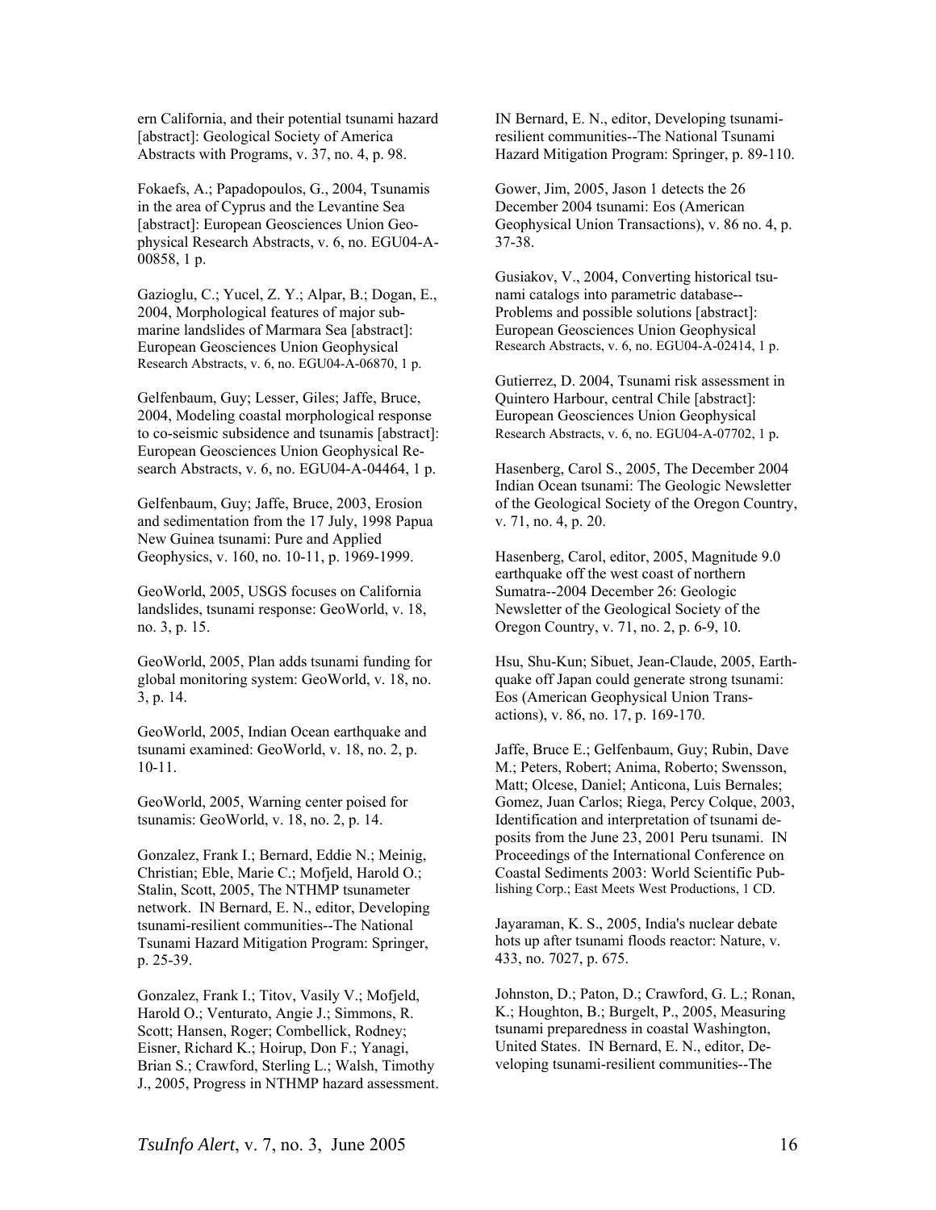ern California, and their potential tsunami hazard [abstract]: Geological Society of America Abstracts with Programs, v. 37, no. 4, p. 98.

Fokaefs, A.; Papadopoulos, G., 2004, Tsunamis in the area of Cyprus and the Levantine Sea [abstract]: European Geosciences Union Geophysical Research Abstracts, v. 6, no. EGU04-A-00858, 1 p.

Gazioglu, C.; Yucel, Z. Y.; Alpar, B.; Dogan, E., 2004, Morphological features of major submarine landslides of Marmara Sea [abstract]: European Geosciences Union Geophysical Research Abstracts, v. 6, no. EGU04-A-06870, 1 p.

Gelfenbaum, Guy; Lesser, Giles; Jaffe, Bruce, 2004, Modeling coastal morphological response to co-seismic subsidence and tsunamis [abstract]: European Geosciences Union Geophysical Research Abstracts, v. 6, no. EGU04-A-04464, 1 p.

Gelfenbaum, Guy; Jaffe, Bruce, 2003, Erosion and sedimentation from the 17 July, 1998 Papua New Guinea tsunami: Pure and Applied Geophysics, v. 160, no. 10-11, p. 1969-1999.

GeoWorld, 2005, USGS focuses on California landslides, tsunami response: GeoWorld, v. 18, no. 3, p. 15.

GeoWorld, 2005, Plan adds tsunami funding for global monitoring system: GeoWorld, v. 18, no. 3, p. 14.

GeoWorld, 2005, Indian Ocean earthquake and tsunami examined: GeoWorld, v. 18, no. 2, p. 10-11.

GeoWorld, 2005, Warning center poised for tsunamis: GeoWorld, v. 18, no. 2, p. 14.

Gonzalez, Frank I.; Bernard, Eddie N.; Meinig, Christian; Eble, Marie C.; Mofjeld, Harold O.; Stalin, Scott, 2005, The NTHMP tsunameter network. IN Bernard, E. N., editor, Developing tsunami-resilient communities--The National Tsunami Hazard Mitigation Program: Springer, p. 25-39.

Gonzalez, Frank I.; Titov, Vasily V.; Mofjeld, Harold O.; Venturato, Angie J.; Simmons, R. Scott; Hansen, Roger; Combellick, Rodney; Eisner, Richard K.; Hoirup, Don F.; Yanagi, Brian S.; Crawford, Sterling L.; Walsh, Timothy J., 2005, Progress in NTHMP hazard assessment. IN Bernard, E. N., editor, Developing tsunami-resilient communities--The National Tsunami Hazard Mitigation Program: Springer, p. 89-110.

Gower, Jim, 2005, Jason 1 detects the 26 December 2004 tsunami: Eos (American Geophysical Union Transactions), v. 86 no. 4, p. 37-38.

Gusiakov, V., 2004, Converting historical tsunami catalogs into parametric database--Problems and possible solutions [abstract]: European Geosciences Union Geophysical Research Abstracts, v. 6, no. EGU04-A-02414, 1 p.

Gutierrez, D. 2004, Tsunami risk assessment in Quintero Harbour, central Chile [abstract]: European Geosciences Union Geophysical Research Abstracts, v. 6, no. EGU04-A-07702, 1 p.

Hasenberg, Carol S., 2005, The December 2004 Indian Ocean tsunami: The Geologic Newsletter of the Geological Society of the Oregon Country, v. 71, no. 4, p. 20.

Hasenberg, Carol, editor, 2005, Magnitude 9.0 earthquake off the west coast of northern Sumatra--2004 December 26: Geologic Newsletter of the Geological Society of the Oregon Country, v. 71, no. 2, p. 6-9, 10.

Hsu, Shu-Kun; Sibuet, Jean-Claude, 2005, Earthquake off Japan could generate strong tsunami: Eos (American Geophysical Union Transactions), v. 86, no. 17, p. 169-170.

Jaffe, Bruce E.; Gelfenbaum, Guy; Rubin, Dave M.; Peters, Robert; Anima, Roberto; Swensson, Matt; Olcese, Daniel; Anticona, Luis Bernales; Gomez, Juan Carlos; Riega, Percy Colque, 2003, Identification and interpretation of tsunami deposits from the June 23, 2001 Peru tsunami. IN Proceedings of the International Conference on Coastal Sediments 2003: World Scientific Publishing Corp.; East Meets West Productions, 1 CD.

Jayaraman, K. S., 2005, India's nuclear debate hots up after tsunami floods reactor: Nature, v. 433, no. 7027, p. 675.

Johnston, D.; Paton, D.; Crawford, G. L.; Ronan, K.; Houghton, B.; Burgelt, P., 2005, Measuring tsunami preparedness in coastal Washington, United States. IN Bernard, E. N., editor, Developing tsunami-resilient communities--The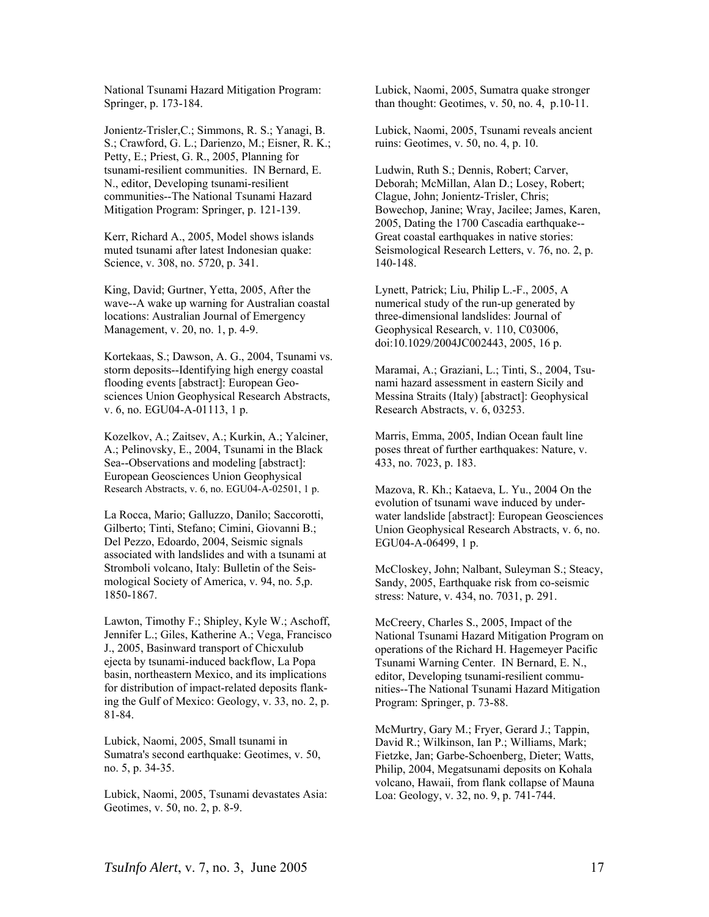National Tsunami Hazard Mitigation Program: Springer, p. 173-184.

Jonientz-Trisler,C.; Simmons, R. S.; Yanagi, B. S.; Crawford, G. L.; Darienzo, M.; Eisner, R. K.; Petty, E.; Priest, G. R., 2005, Planning for tsunami-resilient communities. IN Bernard, E. N., editor, Developing tsunami-resilient communities--The National Tsunami Hazard Mitigation Program: Springer, p. 121-139.

Kerr, Richard A., 2005, Model shows islands muted tsunami after latest Indonesian quake: Science, v. 308, no. 5720, p. 341.

King, David; Gurtner, Yetta, 2005, After the wave--A wake up warning for Australian coastal locations: Australian Journal of Emergency Management, v. 20, no. 1, p. 4-9.

Kortekaas, S.; Dawson, A. G., 2004, Tsunami vs. storm deposits--Identifying high energy coastal flooding events [abstract]: European Geosciences Union Geophysical Research Abstracts, v. 6, no. EGU04-A-01113, 1 p.

Kozelkov, A.; Zaitsev, A.; Kurkin, A.; Yalciner, A.; Pelinovsky, E., 2004, Tsunami in the Black Sea--Observations and modeling [abstract]: European Geosciences Union Geophysical Research Abstracts, v. 6, no. EGU04-A-02501, 1 p.

La Rocca, Mario; Galluzzo, Danilo; Saccorotti, Gilberto; Tinti, Stefano; Cimini, Giovanni B.; Del Pezzo, Edoardo, 2004, Seismic signals associated with landslides and with a tsunami at Stromboli volcano, Italy: Bulletin of the Seismological Society of America, v. 94, no. 5,p. 1850-1867.

Lawton, Timothy F.; Shipley, Kyle W.; Aschoff, Jennifer L.; Giles, Katherine A.; Vega, Francisco J., 2005, Basinward transport of Chicxulub ejecta by tsunami-induced backflow, La Popa basin, northeastern Mexico, and its implications for distribution of impact-related deposits flanking the Gulf of Mexico: Geology, v. 33, no. 2, p. 81-84.

Lubick, Naomi, 2005, Small tsunami in Sumatra's second earthquake: Geotimes, v. 50, no. 5, p. 34-35.

Lubick, Naomi, 2005, Tsunami devastates Asia: Geotimes, v. 50, no. 2, p. 8-9.

Lubick, Naomi, 2005, Sumatra quake stronger than thought: Geotimes, v. 50, no. 4, p.10-11.

Lubick, Naomi, 2005, Tsunami reveals ancient ruins: Geotimes, v. 50, no. 4, p. 10.

Ludwin, Ruth S.; Dennis, Robert; Carver, Deborah; McMillan, Alan D.; Losey, Robert; Clague, John; Jonientz-Trisler, Chris; Bowechop, Janine; Wray, Jacilee; James, Karen, 2005, Dating the 1700 Cascadia earthquake--Great coastal earthquakes in native stories: Seismological Research Letters, v. 76, no. 2, p. 140-148.

Lynett, Patrick; Liu, Philip L.-F., 2005, A numerical study of the run-up generated by three-dimensional landslides: Journal of Geophysical Research, v. 110, C03006, doi:10.1029/2004JC002443, 2005, 16 p.

Maramai, A.; Graziani, L.; Tinti, S., 2004, Tsunami hazard assessment in eastern Sicily and Messina Straits (Italy) [abstract]: Geophysical Research Abstracts, v. 6, 03253.

Marris, Emma, 2005, Indian Ocean fault line poses threat of further earthquakes: Nature, v. 433, no. 7023, p. 183.

Mazova, R. Kh.; Kataeva, L. Yu., 2004 On the evolution of tsunami wave induced by underwater landslide [abstract]: European Geosciences Union Geophysical Research Abstracts, v. 6, no. EGU04-A-06499, 1 p.

McCloskey, John; Nalbant, Suleyman S.; Steacy, Sandy, 2005, Earthquake risk from co-seismic stress: Nature, v. 434, no. 7031, p. 291.

McCreery, Charles S., 2005, Impact of the National Tsunami Hazard Mitigation Program on operations of the Richard H. Hagemeyer Pacific Tsunami Warning Center. IN Bernard, E. N., editor, Developing tsunami-resilient communities--The National Tsunami Hazard Mitigation Program: Springer, p. 73-88.

McMurtry, Gary M.; Fryer, Gerard J.; Tappin, David R.; Wilkinson, Ian P.; Williams, Mark; Fietzke, Jan; Garbe-Schoenberg, Dieter; Watts, Philip, 2004, Megatsunami deposits on Kohala volcano, Hawaii, from flank collapse of Mauna Loa: Geology, v. 32, no. 9, p. 741-744.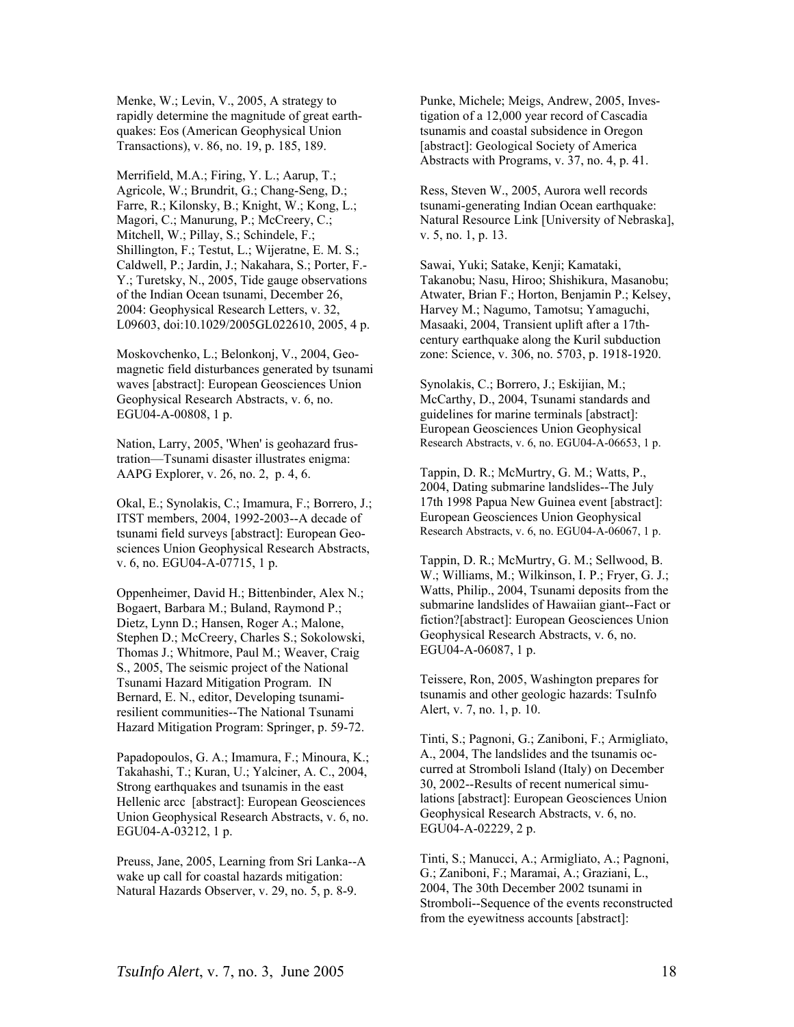Menke, W.; Levin, V., 2005, A strategy to rapidly determine the magnitude of great earthquakes: Eos (American Geophysical Union Transactions), v. 86, no. 19, p. 185, 189.

Merrifield, M.A.; Firing, Y. L.; Aarup, T.; Agricole, W.; Brundrit, G.; Chang-Seng, D.; Farre, R.; Kilonsky, B.; Knight, W.; Kong, L.; Magori, C.; Manurung, P.; McCreery, C.; Mitchell, W.; Pillay, S.; Schindele, F.; Shillington, F.; Testut, L.; Wijeratne, E. M. S.; Caldwell, P.; Jardin, J.; Nakahara, S.; Porter, F.-Y.; Turetsky, N., 2005, Tide gauge observations of the Indian Ocean tsunami, December 26, 2004: Geophysical Research Letters, v. 32, L09603, doi:10.1029/2005GL022610, 2005, 4 p.

Moskovchenko, L.; Belonkonj, V., 2004, Geomagnetic field disturbances generated by tsunami waves [abstract]: European Geosciences Union Geophysical Research Abstracts, v. 6, no. EGU04-A-00808, 1 p.

Nation, Larry, 2005, 'When' is geohazard frustration—Tsunami disaster illustrates enigma: AAPG Explorer, v. 26, no. 2, p. 4, 6.

Okal, E.; Synolakis, C.; Imamura, F.; Borrero, J.; ITST members, 2004, 1992-2003--A decade of tsunami field surveys [abstract]: European Geosciences Union Geophysical Research Abstracts, v. 6, no. EGU04-A-07715, 1 p.

Oppenheimer, David H.; Bittenbinder, Alex N.; Bogaert, Barbara M.; Buland, Raymond P.; Dietz, Lynn D.; Hansen, Roger A.; Malone, Stephen D.; McCreery, Charles S.; Sokolowski, Thomas J.; Whitmore, Paul M.; Weaver, Craig S., 2005, The seismic project of the National Tsunami Hazard Mitigation Program. IN Bernard, E. N., editor, Developing tsunami-resilient communities--The National Tsunami Hazard Mitigation Program: Springer, p. 59-72.

Papadopoulos, G. A.; Imamura, F.; Minoura, K.; Takahashi, T.; Kuran, U.; Yalciner, A. C., 2004, Strong earthquakes and tsunamis in the east Hellenic arcc [abstract]: European Geosciences Union Geophysical Research Abstracts, v. 6, no. EGU04-A-03212, 1 p.

Preuss, Jane, 2005, Learning from Sri Lanka--A wake up call for coastal hazards mitigation: Natural Hazards Observer, v. 29, no. 5, p. 8-9.

Punke, Michele; Meigs, Andrew, 2005, Investigation of a 12,000 year record of Cascadia tsunamis and coastal subsidence in Oregon [abstract]: Geological Society of America Abstracts with Programs, v. 37, no. 4, p. 41.

Ress, Steven W., 2005, Aurora well records tsunami-generating Indian Ocean earthquake: Natural Resource Link [University of Nebraska], v. 5, no. 1, p. 13.

Sawai, Yuki; Satake, Kenji; Kamataki, Takanobu; Nasu, Hiroo; Shishikura, Masanobu; Atwater, Brian F.; Horton, Benjamin P.; Kelsey, Harvey M.; Nagumo, Tamotsu; Yamaguchi, Masaaki, 2004, Transient uplift after a 17th-century earthquake along the Kuril subduction zone: Science, v. 306, no. 5703, p. 1918-1920.

Synolakis, C.; Borrero, J.; Eskijian, M.; McCarthy, D., 2004, Tsunami standards and guidelines for marine terminals [abstract]: European Geosciences Union Geophysical Research Abstracts, v. 6, no. EGU04-A-06653, 1 p.

Tappin, D. R.; McMurtry, G. M.; Watts, P., 2004, Dating submarine landslides--The July 17th 1998 Papua New Guinea event [abstract]: European Geosciences Union Geophysical Research Abstracts, v. 6, no. EGU04-A-06067, 1 p.

Tappin, D. R.; McMurtry, G. M.; Sellwood, B. W.; Williams, M.; Wilkinson, I. P.; Fryer, G. J.; Watts, Philip., 2004, Tsunami deposits from the submarine landslides of Hawaiian giant--Fact or fiction?[abstract]: European Geosciences Union Geophysical Research Abstracts, v. 6, no. EGU04-A-06087, 1 p.

Teissere, Ron, 2005, Washington prepares for tsunamis and other geologic hazards: TsuInfo Alert, v. 7, no. 1, p. 10.

Tinti, S.; Pagnoni, G.; Zaniboni, F.; Armigliato, A., 2004, The landslides and the tsunamis occurred at Stromboli Island (Italy) on December 30, 2002--Results of recent numerical simulations [abstract]: European Geosciences Union Geophysical Research Abstracts, v. 6, no. EGU04-A-02229, 2 p.

Tinti, S.; Manucci, A.; Armigliato, A.; Pagnoni, G.; Zaniboni, F.; Maramai, A.; Graziani, L., 2004, The 30th December 2002 tsunami in Stromboli--Sequence of the events reconstructed from the eyewitness accounts [abstract]: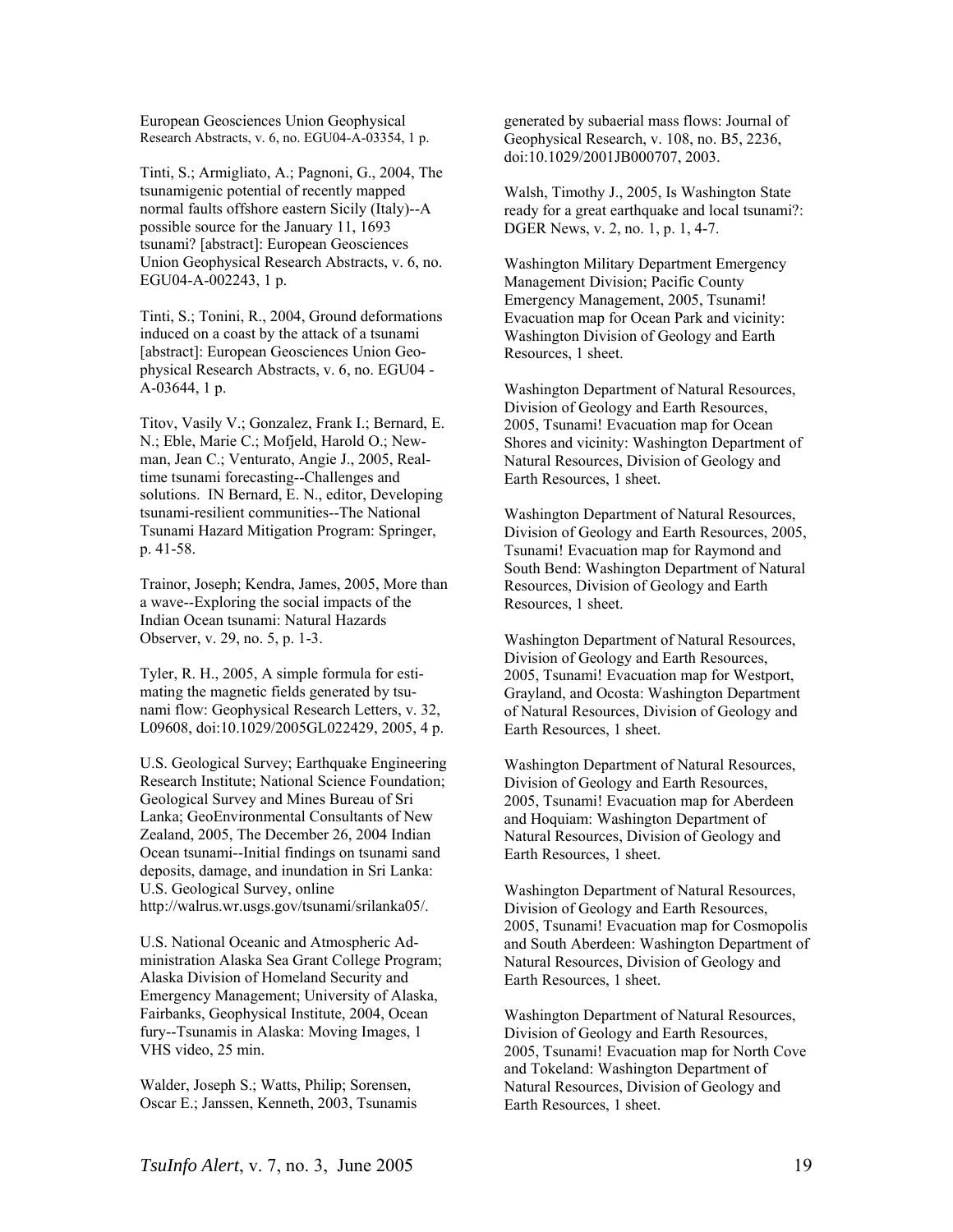European Geosciences Union Geophysical Research Abstracts, v. 6, no. EGU04-A-03354, 1 p.

Tinti, S.; Armigliato, A.; Pagnoni, G., 2004, The tsunamigenic potential of recently mapped normal faults offshore eastern Sicily (Italy)--A possible source for the January 11, 1693 tsunami? [abstract]: European Geosciences Union Geophysical Research Abstracts, v. 6, no. EGU04-A-002243, 1 p.

Tinti, S.; Tonini, R., 2004, Ground deformations induced on a coast by the attack of a tsunami [abstract]: European Geosciences Union Geophysical Research Abstracts, v. 6, no. EGU04 - A-03644, 1 p.

Titov, Vasily V.; Gonzalez, Frank I.; Bernard, E. N.; Eble, Marie C.; Mofjeld, Harold O.; Newman, Jean C.; Venturato, Angie J., 2005, Real-time tsunami forecasting--Challenges and solutions. IN Bernard, E. N., editor, Developing tsunami-resilient communities--The National Tsunami Hazard Mitigation Program: Springer, p. 41-58.

Trainor, Joseph; Kendra, James, 2005, More than a wave--Exploring the social impacts of the Indian Ocean tsunami: Natural Hazards Observer, v. 29, no. 5, p. 1-3.

Tyler, R. H., 2005, A simple formula for estimating the magnetic fields generated by tsunami flow: Geophysical Research Letters, v. 32, L09608, doi:10.1029/2005GL022429, 2005, 4 p.

U.S. Geological Survey; Earthquake Engineering Research Institute; National Science Foundation; Geological Survey and Mines Bureau of Sri Lanka; GeoEnvironmental Consultants of New Zealand, 2005, The December 26, 2004 Indian Ocean tsunami--Initial findings on tsunami sand deposits, damage, and inundation in Sri Lanka: U.S. Geological Survey, online http://walrus.wr.usgs.gov/tsunami/srilanka05/.

U.S. National Oceanic and Atmospheric Administration Alaska Sea Grant College Program; Alaska Division of Homeland Security and Emergency Management; University of Alaska, Fairbanks, Geophysical Institute, 2004, Ocean fury--Tsunamis in Alaska: Moving Images, 1 VHS video, 25 min.

Walder, Joseph S.; Watts, Philip; Sorensen, Oscar E.; Janssen, Kenneth, 2003, Tsunamis generated by subaerial mass flows: Journal of Geophysical Research, v. 108, no. B5, 2236, doi:10.1029/2001JB000707, 2003.

Walsh, Timothy J., 2005, Is Washington State ready for a great earthquake and local tsunami?: DGER News, v. 2, no. 1, p. 1, 4-7.

Washington Military Department Emergency Management Division; Pacific County Emergency Management, 2005, Tsunami! Evacuation map for Ocean Park and vicinity: Washington Division of Geology and Earth Resources, 1 sheet.

Washington Department of Natural Resources, Division of Geology and Earth Resources, 2005, Tsunami! Evacuation map for Ocean Shores and vicinity: Washington Department of Natural Resources, Division of Geology and Earth Resources, 1 sheet.

Washington Department of Natural Resources, Division of Geology and Earth Resources, 2005, Tsunami! Evacuation map for Raymond and South Bend: Washington Department of Natural Resources, Division of Geology and Earth Resources, 1 sheet.

Washington Department of Natural Resources, Division of Geology and Earth Resources, 2005, Tsunami! Evacuation map for Westport, Grayland, and Ocosta: Washington Department of Natural Resources, Division of Geology and Earth Resources, 1 sheet.

Washington Department of Natural Resources, Division of Geology and Earth Resources, 2005, Tsunami! Evacuation map for Aberdeen and Hoquiam: Washington Department of Natural Resources, Division of Geology and Earth Resources, 1 sheet.

Washington Department of Natural Resources, Division of Geology and Earth Resources, 2005, Tsunami! Evacuation map for Cosmopolis and South Aberdeen: Washington Department of Natural Resources, Division of Geology and Earth Resources, 1 sheet.

Washington Department of Natural Resources, Division of Geology and Earth Resources, 2005, Tsunami! Evacuation map for North Cove and Tokeland: Washington Department of Natural Resources, Division of Geology and Earth Resources, 1 sheet.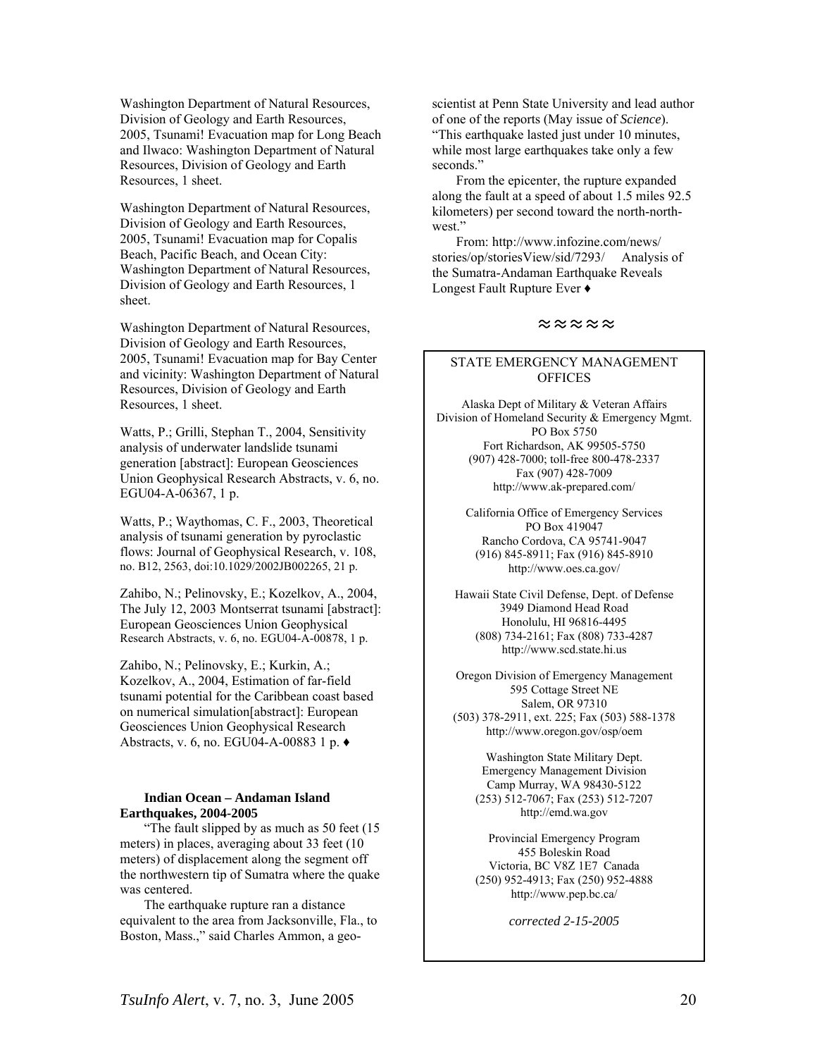Washington Department of Natural Resources, Division of Geology and Earth Resources, 2005, Tsunami! Evacuation map for Long Beach and Ilwaco: Washington Department of Natural Resources, Division of Geology and Earth Resources, 1 sheet.

Washington Department of Natural Resources, Division of Geology and Earth Resources, 2005, Tsunami! Evacuation map for Copalis Beach, Pacific Beach, and Ocean City: Washington Department of Natural Resources, Division of Geology and Earth Resources, 1 sheet.

Washington Department of Natural Resources, Division of Geology and Earth Resources, 2005, Tsunami! Evacuation map for Bay Center and vicinity: Washington Department of Natural Resources, Division of Geology and Earth Resources, 1 sheet.

Watts, P.; Grilli, Stephan T., 2004, Sensitivity analysis of underwater landslide tsunami generation [abstract]: European Geosciences Union Geophysical Research Abstracts, v. 6, no. EGU04-A-06367, 1 p.

Watts, P.; Waythomas, C. F., 2003, Theoretical analysis of tsunami generation by pyroclastic flows: Journal of Geophysical Research, v. 108, no. B12, 2563, doi:10.1029/2002JB002265, 21 p.

Zahibo, N.; Pelinovsky, E.; Kozelkov, A., 2004, The July 12, 2003 Montserrat tsunami [abstract]: European Geosciences Union Geophysical Research Abstracts, v. 6, no. EGU04-A-00878, 1 p.

Zahibo, N.; Pelinovsky, E.; Kurkin, A.; Kozelkov, A., 2004, Estimation of far-field tsunami potential for the Caribbean coast based on numerical simulation[abstract]: European Geosciences Union Geophysical Research Abstracts, v. 6, no. EGU04-A-00883 1 p. ♦

**Indian Ocean – Andaman Island Earthquakes, 2004-2005**

"The fault slipped by as much as 50 feet (15 meters) in places, averaging about 33 feet (10 meters) of displacement along the segment off the northwestern tip of Sumatra where the quake was centered.

The earthquake rupture ran a distance equivalent to the area from Jacksonville, Fla., to Boston, Mass.," said Charles Ammon, a geo-scientist at Penn State University and lead author of one of the reports (May issue of *Science*). "This earthquake lasted just under 10 minutes, while most large earthquakes take only a few seconds."

From the epicenter, the rupture expanded along the fault at a speed of about 1.5 miles 92.5 kilometers) per second toward the north-north-west."

From: http://www.infozine.com/news/stories/op/storiesView/sid/7293/ Analysis of the Sumatra-Andaman Earthquake Reveals Longest Fault Rupture Ever ♦

≈≈≈≈≈

STATE EMERGENCY MANAGEMENT OFFICES

Alaska Dept of Military & Veteran Affairs
Division of Homeland Security & Emergency Mgmt.
PO Box 5750
Fort Richardson, AK 99505-5750
(907) 428-7000; toll-free 800-478-2337
Fax (907) 428-7009
http://www.ak-prepared.com/

California Office of Emergency Services
PO Box 419047
Rancho Cordova, CA 95741-9047
(916) 845-8911; Fax (916) 845-8910
http://www.oes.ca.gov/

Hawaii State Civil Defense, Dept. of Defense
3949 Diamond Head Road
Honolulu, HI 96816-4495
(808) 734-2161; Fax (808) 733-4287
http://www.scd.state.hi.us

Oregon Division of Emergency Management
595 Cottage Street NE
Salem, OR 97310
(503) 378-2911, ext. 225; Fax (503) 588-1378
http://www.oregon.gov/osp/oem

Washington State Military Dept.
Emergency Management Division
Camp Murray, WA 98430-5122
(253) 512-7067; Fax (253) 512-7207
http://emd.wa.gov

Provincial Emergency Program
455 Boleskin Road
Victoria, BC V8Z 1E7 Canada
(250) 952-4913; Fax (250) 952-4888
http://www.pep.bc.ca/

*corrected 2-15-2005*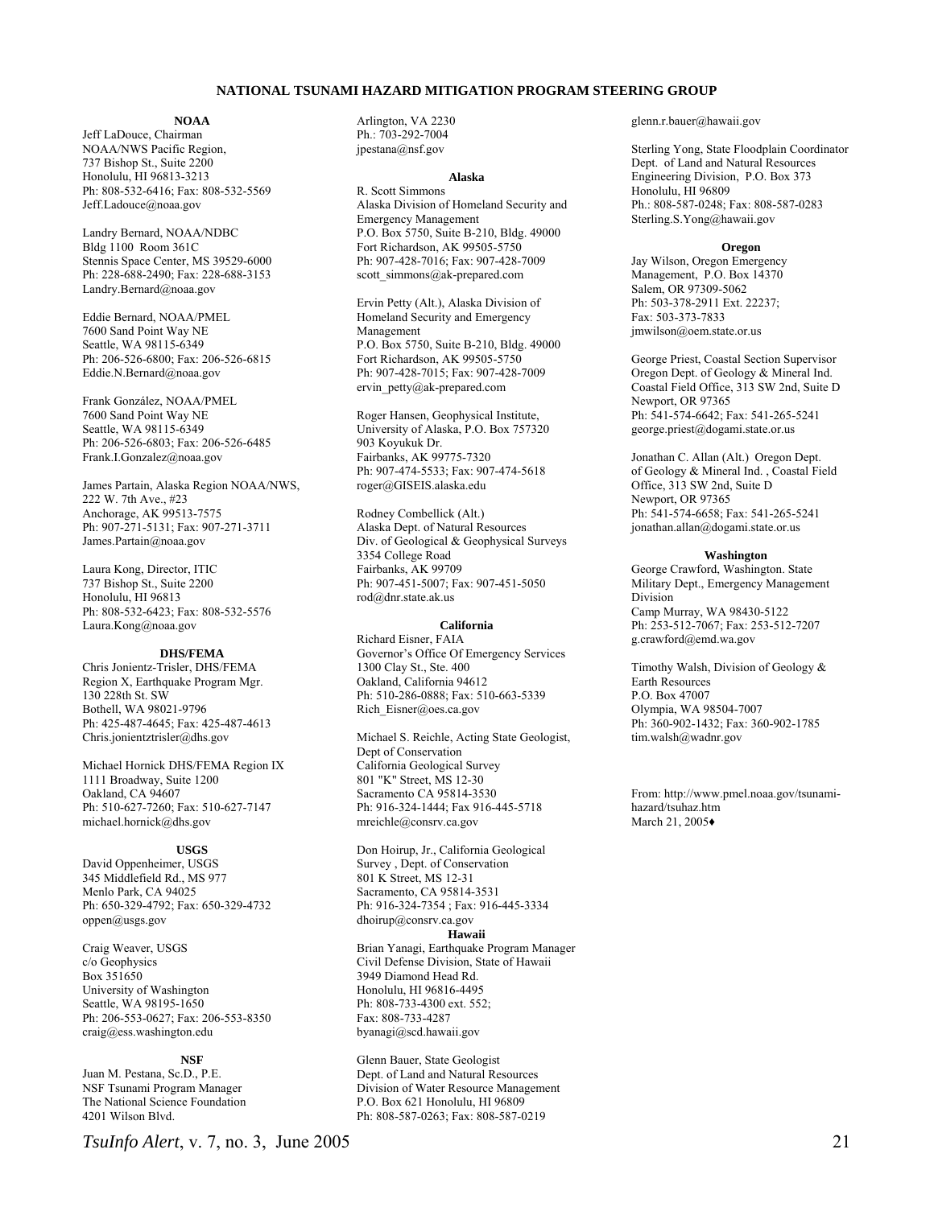# NATIONAL TSUNAMI HAZARD MITIGATION PROGRAM STEERING GROUP

### NOAA

Jeff LaDouce, Chairman
NOAA/NWS Pacific Region,
737 Bishop St., Suite 2200
Honolulu, HI 96813-3213
Ph: 808-532-6416; Fax: 808-532-5569
Jeff.Ladouce@noaa.gov

Landry Bernard, NOAA/NDBC
Bldg 1100 Room 361C
Stennis Space Center, MS 39529-6000
Ph: 228-688-2490; Fax: 228-688-3153
Landry.Bernard@noaa.gov

Eddie Bernard, NOAA/PMEL
7600 Sand Point Way NE
Seattle, WA 98115-6349
Ph: 206-526-6800; Fax: 206-526-6815
Eddie.N.Bernard@noaa.gov

Frank González, NOAA/PMEL
7600 Sand Point Way NE
Seattle, WA 98115-6349
Ph: 206-526-6803; Fax: 206-526-6485
Frank.I.Gonzalez@noaa.gov

James Partain, Alaska Region NOAA/NWS,
222 W. 7th Ave., #23
Anchorage, AK 99513-7575
Ph: 907-271-5131; Fax: 907-271-3711
James.Partain@noaa.gov

Laura Kong, Director, ITIC
737 Bishop St., Suite 2200
Honolulu, HI 96813
Ph: 808-532-6423; Fax: 808-532-5576
Laura.Kong@noaa.gov

### DHS/FEMA

Chris Jonientz-Trisler, DHS/FEMA
Region X, Earthquake Program Mgr.
130 228th St. SW
Bothell, WA 98021-9796
Ph: 425-487-4645; Fax: 425-487-4613
Chris.jonientztrisler@dhs.gov

Michael Hornick DHS/FEMA Region IX
1111 Broadway, Suite 1200
Oakland, CA 94607
Ph: 510-627-7260; Fax: 510-627-7147
michael.hornick@dhs.gov

### USGS

David Oppenheimer, USGS
345 Middlefield Rd., MS 977
Menlo Park, CA 94025
Ph: 650-329-4792; Fax: 650-329-4732
oppen@usgs.gov

Craig Weaver, USGS
c/o Geophysics
Box 351650
University of Washington
Seattle, WA 98195-1650
Ph: 206-553-0627; Fax: 206-553-8350
craig@ess.washington.edu

### NSF

Juan M. Pestana, Sc.D., P.E.
NSF Tsunami Program Manager
The National Science Foundation
4201 Wilson Blvd.
Arlington, VA 2230
Ph.: 703-292-7004
jpestana@nsf.gov

### Alaska

R. Scott Simmons
Alaska Division of Homeland Security and Emergency Management
P.O. Box 5750, Suite B-210, Bldg. 49000
Fort Richardson, AK 99505-5750
Ph: 907-428-7016; Fax: 907-428-7009
scott_simmons@ak-prepared.com

Ervin Petty (Alt.), Alaska Division of Homeland Security and Emergency Management
P.O. Box 5750, Suite B-210, Bldg. 49000
Fort Richardson, AK 99505-5750
Ph: 907-428-7015; Fax: 907-428-7009
ervin_petty@ak-prepared.com

Roger Hansen, Geophysical Institute, University of Alaska, P.O. Box 757320
903 Koyukuk Dr.
Fairbanks, AK 99775-7320
Ph: 907-474-5533; Fax: 907-474-5618
roger@GISEIS.alaska.edu

Rodney Combellick (Alt.)
Alaska Dept. of Natural Resources
Div. of Geological & Geophysical Surveys
3354 College Road
Fairbanks, AK 99709
Ph: 907-451-5007; Fax: 907-451-5050
rod@dnr.state.ak.us

### California

Richard Eisner, FAIA
Governor's Office Of Emergency Services
1300 Clay St., Ste. 400
Oakland, California 94612
Ph: 510-286-0888; Fax: 510-663-5339
Rich_Eisner@oes.ca.gov

Michael S. Reichle, Acting State Geologist,
Dept of Conservation
California Geological Survey
801 "K" Street, MS 12-30
Sacramento CA 95814-3530
Ph: 916-324-1444; Fax 916-445-5718
mreichle@consrv.ca.gov

Don Hoirup, Jr., California Geological Survey , Dept. of Conservation
801 K Street, MS 12-31
Sacramento, CA 95814-3531
Ph: 916-324-7354 ; Fax: 916-445-3334
dhoirup@consrv.ca.gov

### Hawaii

Brian Yanagi, Earthquake Program Manager
Civil Defense Division, State of Hawaii
3949 Diamond Head Rd.
Honolulu, HI 96816-4495
Ph: 808-733-4300 ext. 552;
Fax: 808-733-4287
byanagi@scd.hawaii.gov

Glenn Bauer, State Geologist
Dept. of Land and Natural Resources
Division of Water Resource Management
P.O. Box 621 Honolulu, HI 96809
Ph: 808-587-0263; Fax: 808-587-0219
glenn.r.bauer@hawaii.gov

Sterling Yong, State Floodplain Coordinator
Dept. of Land and Natural Resources
Engineering Division, P.O. Box 373
Honolulu, HI 96809
Ph.: 808-587-0248; Fax: 808-587-0283
Sterling.S.Yong@hawaii.gov

### Oregon

Jay Wilson, Oregon Emergency Management, P.O. Box 14370
Salem, OR 97309-5062
Ph: 503-378-2911 Ext. 22237;
Fax: 503-373-7833
jmwilson@oem.state.or.us

George Priest, Coastal Section Supervisor
Oregon Dept. of Geology & Mineral Ind.
Coastal Field Office, 313 SW 2nd, Suite D
Newport, OR 97365
Ph: 541-574-6642; Fax: 541-265-5241
george.priest@dogami.state.or.us

Jonathan C. Allan (Alt.) Oregon Dept. of Geology & Mineral Ind. , Coastal Field Office, 313 SW 2nd, Suite D
Newport, OR 97365
Ph: 541-574-6658; Fax: 541-265-5241
jonathan.allan@dogami.state.or.us

### Washington

George Crawford, Washington. State Military Dept., Emergency Management Division
Camp Murray, WA 98430-5122
Ph: 253-512-7067; Fax: 253-512-7207
g.crawford@emd.wa.gov

Timothy Walsh, Division of Geology & Earth Resources
P.O. Box 47007
Olympia, WA 98504-7007
Ph: 360-902-1432; Fax: 360-902-1785
tim.walsh@wadnr.gov

From: http://www.pmel.noaa.gov/tsunami-hazard/tsuhaz.htm
March 21, 2005♦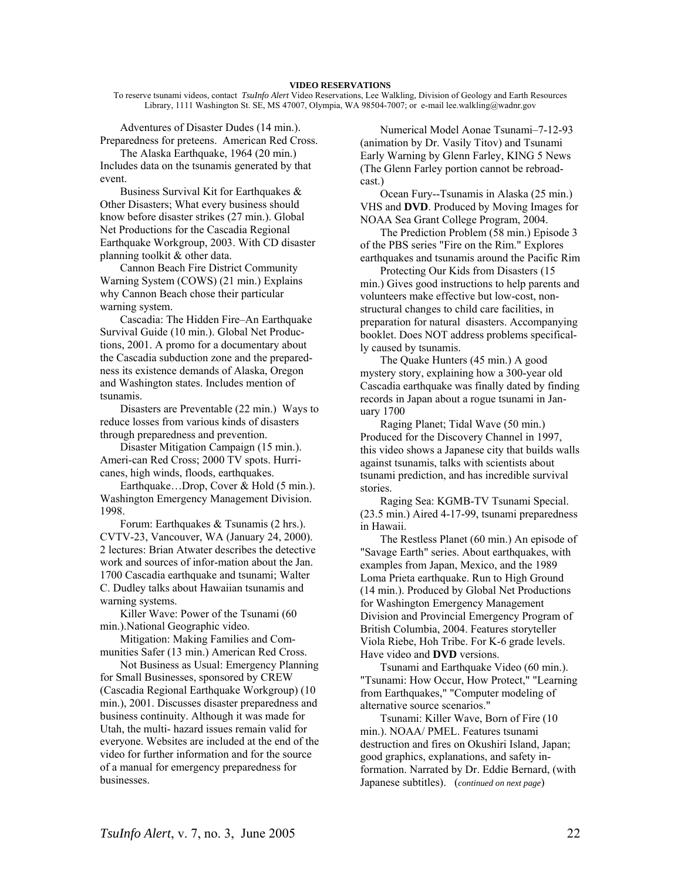**VIDEO RESERVATIONS**

To reserve tsunami videos, contact *TsuInfo Alert* Video Reservations, Lee Walkling, Division of Geology and Earth Resources Library, 1111 Washington St. SE, MS 47007, Olympia, WA 98504-7007; or e-mail lee.walkling@wadnr.gov

Adventures of Disaster Dudes (14 min.). Preparedness for preteens. American Red Cross.

The Alaska Earthquake, 1964 (20 min.) Includes data on the tsunamis generated by that event.

Business Survival Kit for Earthquakes & Other Disasters; What every business should know before disaster strikes (27 min.). Global Net Productions for the Cascadia Regional Earthquake Workgroup, 2003. With CD disaster planning toolkit & other data.

Cannon Beach Fire District Community Warning System (COWS) (21 min.) Explains why Cannon Beach chose their particular warning system.

Cascadia: The Hidden Fire–An Earthquake Survival Guide (10 min.). Global Net Productions, 2001. A promo for a documentary about the Cascadia subduction zone and the preparedness its existence demands of Alaska, Oregon and Washington states. Includes mention of tsunamis.

Disasters are Preventable (22 min.) Ways to reduce losses from various kinds of disasters through preparedness and prevention.

Disaster Mitigation Campaign (15 min.). American Red Cross; 2000 TV spots. Hurricanes, high winds, floods, earthquakes.

Earthquake…Drop, Cover & Hold (5 min.). Washington Emergency Management Division. 1998.

Forum: Earthquakes & Tsunamis (2 hrs.). CVTV-23, Vancouver, WA (January 24, 2000). 2 lectures: Brian Atwater describes the detective work and sources of information about the Jan. 1700 Cascadia earthquake and tsunami; Walter C. Dudley talks about Hawaiian tsunamis and warning systems.

Killer Wave: Power of the Tsunami (60 min.).National Geographic video.

Mitigation: Making Families and Communities Safer (13 min.) American Red Cross.

Not Business as Usual: Emergency Planning for Small Businesses, sponsored by CREW (Cascadia Regional Earthquake Workgroup) (10 min.), 2001. Discusses disaster preparedness and business continuity. Although it was made for Utah, the multi- hazard issues remain valid for everyone. Websites are included at the end of the video for further information and for the source of a manual for emergency preparedness for businesses.

Numerical Model Aonae Tsunami–7-12-93 (animation by Dr. Vasily Titov) and Tsunami Early Warning by Glenn Farley, KING 5 News (The Glenn Farley portion cannot be rebroadcast.)

Ocean Fury--Tsunamis in Alaska (25 min.) VHS and **DVD**. Produced by Moving Images for NOAA Sea Grant College Program, 2004.

The Prediction Problem (58 min.) Episode 3 of the PBS series "Fire on the Rim." Explores earthquakes and tsunamis around the Pacific Rim

Protecting Our Kids from Disasters (15 min.) Gives good instructions to help parents and volunteers make effective but low-cost, non-structural changes to child care facilities, in preparation for natural disasters. Accompanying booklet. Does NOT address problems specifically caused by tsunamis.

The Quake Hunters (45 min.) A good mystery story, explaining how a 300-year old Cascadia earthquake was finally dated by finding records in Japan about a rogue tsunami in January 1700

Raging Planet; Tidal Wave (50 min.) Produced for the Discovery Channel in 1997, this video shows a Japanese city that builds walls against tsunamis, talks with scientists about tsunami prediction, and has incredible survival stories.

Raging Sea: KGMB-TV Tsunami Special. (23.5 min.) Aired 4-17-99, tsunami preparedness in Hawaii.

The Restless Planet (60 min.) An episode of "Savage Earth" series. About earthquakes, with examples from Japan, Mexico, and the 1989 Loma Prieta earthquake. Run to High Ground (14 min.). Produced by Global Net Productions for Washington Emergency Management Division and Provincial Emergency Program of British Columbia, 2004. Features storyteller Viola Riebe, Hoh Tribe. For K-6 grade levels. Have video and **DVD** versions.

Tsunami and Earthquake Video (60 min.). "Tsunami: How Occur, How Protect," "Learning from Earthquakes," "Computer modeling of alternative source scenarios."

Tsunami: Killer Wave, Born of Fire (10 min.). NOAA/ PMEL. Features tsunami destruction and fires on Okushiri Island, Japan; good graphics, explanations, and safety information. Narrated by Dr. Eddie Bernard, (with Japanese subtitles). (*continued on next page*)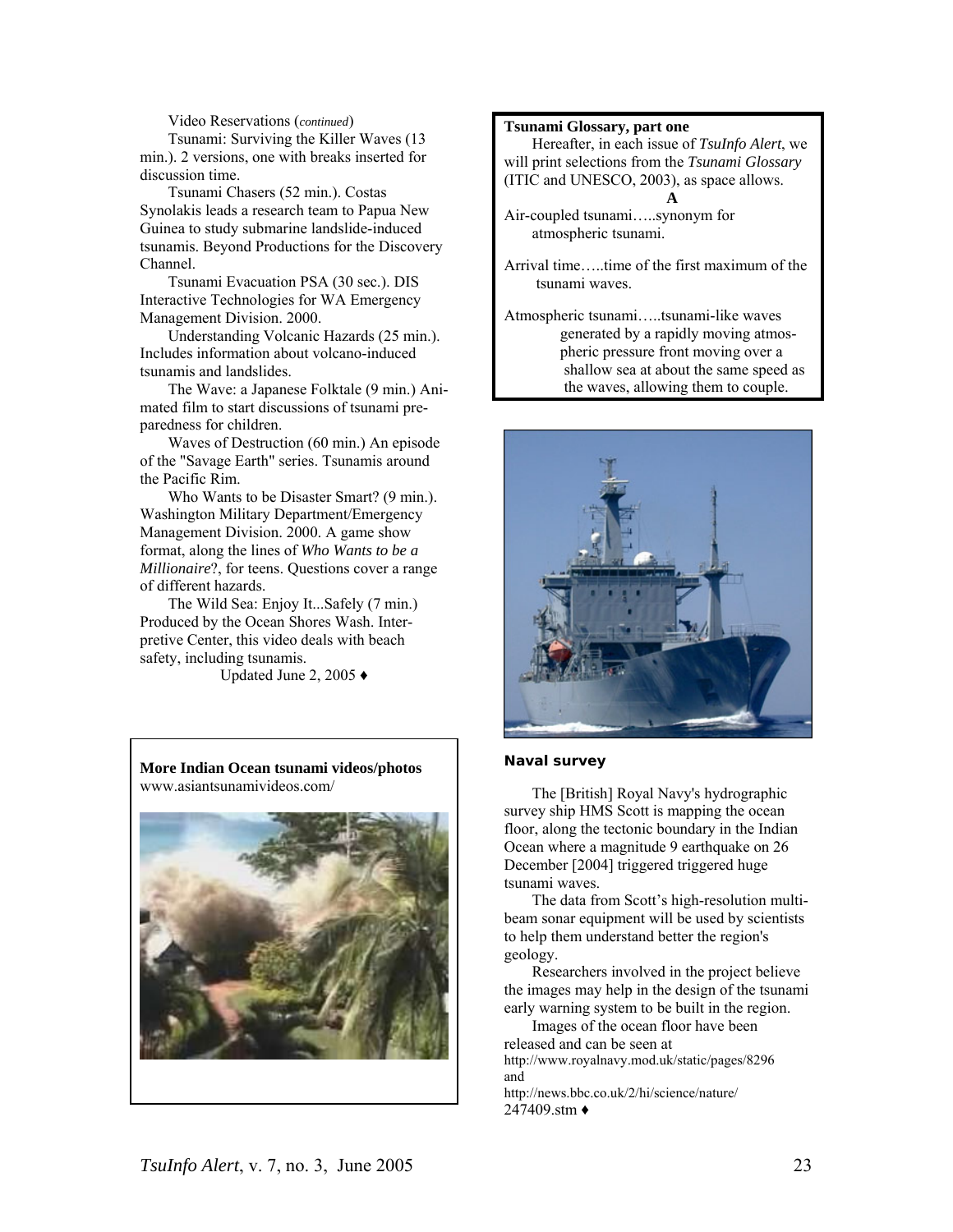Video Reservations (*continued*)

Tsunami: Surviving the Killer Waves (13 min.). 2 versions, one with breaks inserted for discussion time.

Tsunami Chasers (52 min.). Costas Synolakis leads a research team to Papua New Guinea to study submarine landslide-induced tsunamis. Beyond Productions for the Discovery Channel.

Tsunami Evacuation PSA (30 sec.). DIS Interactive Technologies for WA Emergency Management Division. 2000.

Understanding Volcanic Hazards (25 min.). Includes information about volcano-induced tsunamis and landslides.

The Wave: a Japanese Folktale (9 min.) Animated film to start discussions of tsunami preparedness for children.

Waves of Destruction (60 min.) An episode of the "Savage Earth" series. Tsunamis around the Pacific Rim.

Who Wants to be Disaster Smart? (9 min.). Washington Military Department/Emergency Management Division. 2000. A game show format, along the lines of *Who Wants to be a Millionaire*?, for teens. Questions cover a range of different hazards.

The Wild Sea: Enjoy It...Safely (7 min.) Produced by the Ocean Shores Wash. Interpretive Center, this video deals with beach safety, including tsunamis.

Updated June 2, 2005 ♦

**More Indian Ocean tsunami videos/photos**
www.asiantsunamivideos.com/

**Tsunami Glossary, part one**

Hereafter, in each issue of *TsuInfo Alert*, we will print selections from the *Tsunami Glossary* (ITIC and UNESCO, 2003), as space allows.

**A**

Air-coupled tsunami…..synonym for atmospheric tsunami.

Arrival time…..time of the first maximum of the tsunami waves.

Atmospheric tsunami…..tsunami-like waves generated by a rapidly moving atmospheric pressure front moving over a shallow sea at about the same speed as the waves, allowing them to couple.

**Naval survey**

The [British] Royal Navy's hydrographic survey ship HMS Scott is mapping the ocean floor, along the tectonic boundary in the Indian Ocean where a magnitude 9 earthquake on 26 December [2004] triggered triggered huge tsunami waves.

The data from Scott's high-resolution multi-beam sonar equipment will be used by scientists to help them understand better the region's geology.

Researchers involved in the project believe the images may help in the design of the tsunami early warning system to be built in the region.

Images of the ocean floor have been released and can be seen at
http://www.royalnavy.mod.uk/static/pages/8296
and
http://news.bbc.co.uk/2/hi/science/nature/247409.stm ♦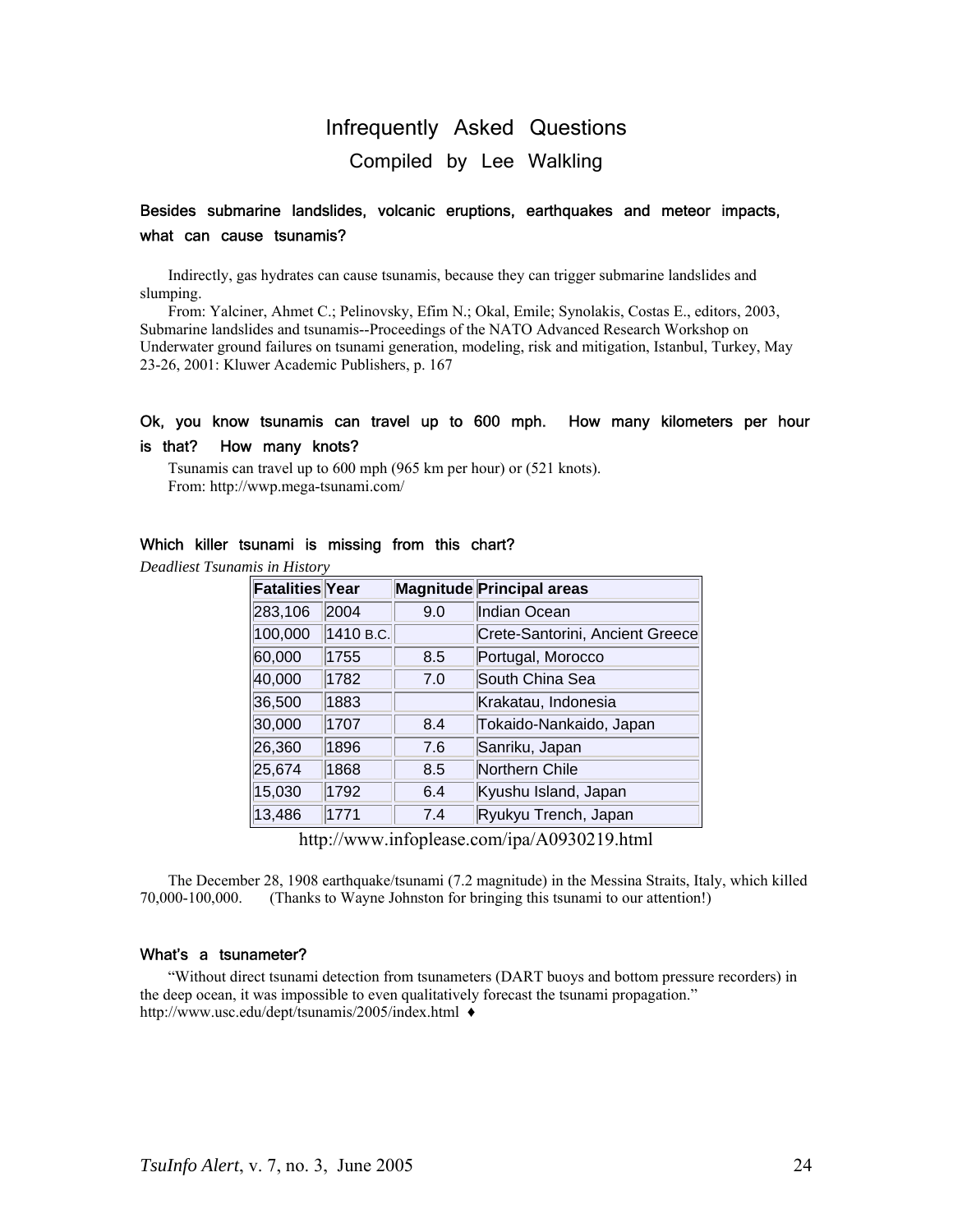# Infrequently Asked Questions

## Compiled by Lee Walkling

### Besides submarine landslides, volcanic eruptions, earthquakes and meteor impacts, what can cause tsunamis?

Indirectly, gas hydrates can cause tsunamis, because they can trigger submarine landslides and slumping.

From: Yalciner, Ahmet C.; Pelinovsky, Efim N.; Okal, Emile; Synolakis, Costas E., editors, 2003, Submarine landslides and tsunamis--Proceedings of the NATO Advanced Research Workshop on Underwater ground failures on tsunami generation, modeling, risk and mitigation, Istanbul, Turkey, May 23-26, 2001: Kluwer Academic Publishers, p. 167

### Ok, you know tsunamis can travel up to 600 mph. How many kilometers per hour is that? How many knots?

Tsunamis can travel up to 600 mph (965 km per hour) or (521 knots).
From: http://wwp.mega-tsunami.com/

### Which killer tsunami is missing from this chart?

*Deadliest Tsunamis in History*

| Fatalities | Year | Magnitude | Principal areas |
|---|---|---|---|
| 283,106 | 2004 | 9.0 | Indian Ocean |
| 100,000 | 1410 B.C. | | Crete-Santorini, Ancient Greece |
| 60,000 | 1755 | 8.5 | Portugal, Morocco |
| 40,000 | 1782 | 7.0 | South China Sea |
| 36,500 | 1883 | | Krakatau, Indonesia |
| 30,000 | 1707 | 8.4 | Tokaido-Nankaido, Japan |
| 26,360 | 1896 | 7.6 | Sanriku, Japan |
| 25,674 | 1868 | 8.5 | Northern Chile |
| 15,030 | 1792 | 6.4 | Kyushu Island, Japan |
| 13,486 | 1771 | 7.4 | Ryukyu Trench, Japan |

http://www.infoplease.com/ipa/A0930219.html

The December 28, 1908 earthquake/tsunami (7.2 magnitude) in the Messina Straits, Italy, which killed 70,000-100,000. (Thanks to Wayne Johnston for bringing this tsunami to our attention!)

### What's a tsunameter?

"Without direct tsunami detection from tsunameters (DART buoys and bottom pressure recorders) in the deep ocean, it was impossible to even qualitatively forecast the tsunami propagation."
http://www.usc.edu/dept/tsunamis/2005/index.html ♦